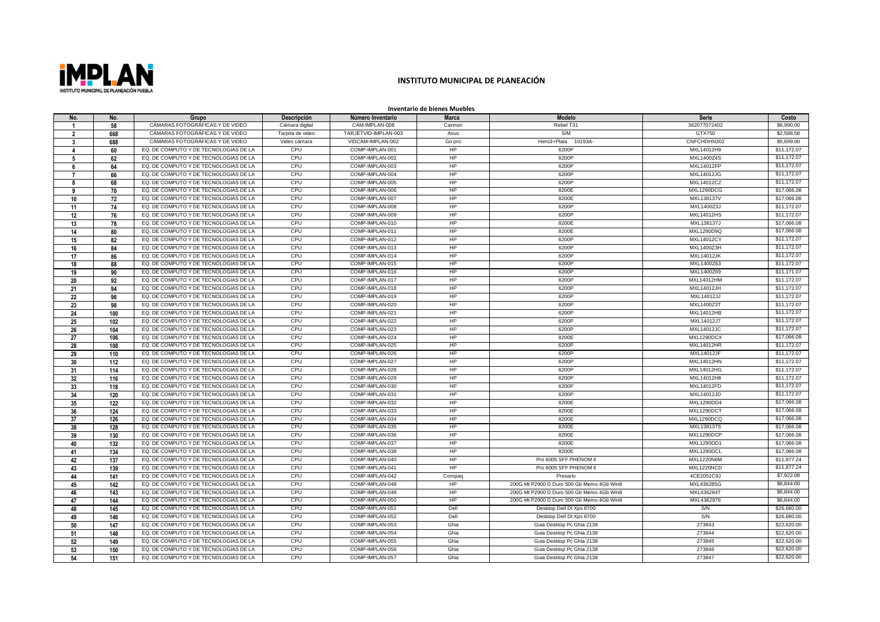# INSTITUTO MUNICIPAL DE PLANEACIÓN

## Inventario de bienes Muebles

| No. | No. | Grupo | Descripción | Número Inventario | Marca | Modelo | Serie | Costo |
|---|---|---|---|---|---|---|---|---|
| 1 | 58 | CÁMARAS FOTOGRÁFICAS Y DE VIDEO | Cámara digital | CAM-IMPLAN-008 | Cannon | Rebel T31 | 362077072402 | $6,990.00 |
| 2 | 668 | CÁMARAS FOTOGRÁFICAS Y DE VIDEO | Tarjeta de video | TARJETVID-IMPLAN-003 | Asus | S/M | GTX750 | $2,588.58 |
| 3 | 688 | CÁMARAS FOTOGRÁFICAS Y DE VIDEO | Video cámara | VIDCAM-IMPLAN-002 | Go pro | Hero3+Plata 10193A- | CNFCHDHN302 | $5,699.00 |
| 4 | 60 | EQ. DE COMPUTO Y DE TECNOLOGIAS DE LA | CPU | COMP-IMPLAN-001 | HP | 6200P | MXL14012H9 | $11,172.07 |
| 5 | 62 | EQ. DE COMPUTO Y DE TECNOLOGIAS DE LA | CPU | COMP-IMPLAN-002 | HP | 6200P | MXL1400Z4S | $11,172.07 |
| 6 | 64 | EQ. DE COMPUTO Y DE TECNOLOGIAS DE LA | CPU | COMP-IMPLAN-003 | HP | 6200P | MXL14012FP | $11,172.07 |
| 7 | 66 | EQ. DE COMPUTO Y DE TECNOLOGIAS DE LA | CPU | COMP-IMPLAN-004 | HP | 6200P | MXL14012JG | $11,172.07 |
| 8 | 68 | EQ. DE COMPUTO Y DE TECNOLOGIAS DE LA | CPU | COMP-IMPLAN-005 | HP | 6200P | MXL14012CZ | $11,172.07 |
| 9 | 70 | EQ. DE COMPUTO Y DE TECNOLOGIAS DE LA | CPU | COMP-IMPLAN-006 | HP | 8200E | MXL1290DCG | $17,066.08 |
| 10 | 72 | EQ. DE COMPUTO Y DE TECNOLOGIAS DE LA | CPU | COMP-IMPLAN-007 | HP | 8200E | MXL138137V | $17,066.08 |
| 11 | 74 | EQ. DE COMPUTO Y DE TECNOLOGIAS DE LA | CPU | COMP-IMPLAN-008 | HP | 6200P | MXL1400Z3J | $11,172.07 |
| 12 | 76 | EQ. DE COMPUTO Y DE TECNOLOGIAS DE LA | CPU | COMP-IMPLAN-009 | HP | 6200P | MXL14012HS | $11,172.07 |
| 13 | 78 | EQ. DE COMPUTO Y DE TECNOLOGIAS DE LA | CPU | COMP-IMPLAN-010 | HP | 8200E | MXL138137J | $17,066.08 |
| 14 | 80 | EQ. DE COMPUTO Y DE TECNOLOGIAS DE LA | CPU | COMP-IMPLAN-011 | HP | 8200E | MXL1290D9Q | $17,066.08 |
| 15 | 82 | EQ. DE COMPUTO Y DE TECNOLOGIAS DE LA | CPU | COMP-IMPLAN-012 | HP | 6200P | MXL14012CY | $11,172.07 |
| 16 | 84 | EQ. DE COMPUTO Y DE TECNOLOGIAS DE LA | CPU | COMP-IMPLAN-013 | HP | 6200P | MXL1400Z3H | $11,172.07 |
| 17 | 86 | EQ. DE COMPUTO Y DE TECNOLOGIAS DE LA | CPU | COMP-IMPLAN-014 | HP | 6200P | MXL14012JK | $11,172.07 |
| 18 | 88 | EQ. DE COMPUTO Y DE TECNOLOGIAS DE LA | CPU | COMP-IMPLAN-015 | HP | 6200P | MXL1400Z63 | $11,172.07 |
| 19 | 90 | EQ. DE COMPUTO Y DE TECNOLOGIAS DE LA | CPU | COMP-IMPLAN-016 | HP | 6200P | MXL1400Z69 | $11,171.07 |
| 20 | 92 | EQ. DE COMPUTO Y DE TECNOLOGIAS DE LA | CPU | COMP-IMPLAN-017 | HP | 6200P | MXL14012HM | $11,172.07 |
| 21 | 94 | EQ. DE COMPUTO Y DE TECNOLOGIAS DE LA | CPU | COMP-IMPLAN-018 | HP | 6200P | MXL14012JH | $11,172.07 |
| 22 | 96 | EQ. DE COMPUTO Y DE TECNOLOGIAS DE LA | CPU | COMP-IMPLAN-019 | HP | 6200P | MXL14012JJ | $11,172.07 |
| 23 | 98 | EQ. DE COMPUTO Y DE TECNOLOGIAS DE LA | CPU | COMP-IMPLAN-020 | HP | 6200P | MXL1400Z3T | $11,172.07 |
| 24 | 100 | EQ. DE COMPUTO Y DE TECNOLOGIAS DE LA | CPU | COMP-IMPLAN-021 | HP | 6200P | MXL14012HB | $11,172.07 |
| 25 | 102 | EQ. DE COMPUTO Y DE TECNOLOGIAS DE LA | CPU | COMP-IMPLAN-022 | HP | 6200P | MXL14012J7 | $11,172.07 |
| 26 | 104 | EQ. DE COMPUTO Y DE TECNOLOGIAS DE LA | CPU | COMP-IMPLAN-023 | HP | 6200P | MXL14012JC | $11,172.07 |
| 27 | 106 | EQ. DE COMPUTO Y DE TECNOLOGIAS DE LA | CPU | COMP-IMPLAN-024 | HP | 8200E | MXL1290DCX | $17,066.08 |
| 28 | 108 | EQ. DE COMPUTO Y DE TECNOLOGIAS DE LA | CPU | COMP-IMPLAN-025 | HP | 6200P | MXL14012HR | $11,172.07 |
| 29 | 110 | EQ. DE COMPUTO Y DE TECNOLOGIAS DE LA | CPU | COMP-IMPLAN-026 | HP | 6200P | MXL14012JF | $11,172.07 |
| 30 | 112 | EQ. DE COMPUTO Y DE TECNOLOGIAS DE LA | CPU | COMP-IMPLAN-027 | HP | 6200P | MXL14012HN | $11,172.07 |
| 31 | 114 | EQ. DE COMPUTO Y DE TECNOLOGIAS DE LA | CPU | COMP-IMPLAN-028 | HP | 6200P | MXL14012HG | $11,172.07 |
| 32 | 116 | EQ. DE COMPUTO Y DE TECNOLOGIAS DE LA | CPU | COMP-IMPLAN-029 | HP | 6200P | MXL14012H8 | $11,172.07 |
| 33 | 118 | EQ. DE COMPUTO Y DE TECNOLOGIAS DE LA | CPU | COMP-IMPLAN-030 | HP | 6200P | MXL14012FD | $11,172.07 |
| 34 | 120 | EQ. DE COMPUTO Y DE TECNOLOGIAS DE LA | CPU | COMP-IMPLAN-031 | HP | 6200P | MXL14012JD | $11,172.07 |
| 35 | 122 | EQ. DE COMPUTO Y DE TECNOLOGIAS DE LA | CPU | COMP-IMPLAN-032 | HP | 8200E | MXL1290DD4 | $17,066.08 |
| 36 | 124 | EQ. DE COMPUTO Y DE TECNOLOGIAS DE LA | CPU | COMP-IMPLAN-033 | HP | 8200E | MXL1290DCT | $17,066.08 |
| 37 | 126 | EQ. DE COMPUTO Y DE TECNOLOGIAS DE LA | CPU | COMP-IMPLAN-034 | HP | 8200E | MXL1290DCQ | $17,066.08 |
| 38 | 128 | EQ. DE COMPUTO Y DE TECNOLOGIAS DE LA | CPU | COMP-IMPLAN-035 | HP | 8200E | MXL138137S | $17,066.08 |
| 39 | 130 | EQ. DE COMPUTO Y DE TECNOLOGIAS DE LA | CPU | COMP-IMPLAN-036 | HP | 8200E | MXL1290DCP | $17,066.08 |
| 40 | 132 | EQ. DE COMPUTO Y DE TECNOLOGIAS DE LA | CPU | COMP-IMPLAN-037 | HP | 8200E | MXL1290DD1 | $17,066.08 |
| 41 | 134 | EQ. DE COMPUTO Y DE TECNOLOGIAS DE LA | CPU | COMP-IMPLAN-038 | HP | 8200E | MXL1290DCL | $17,066.08 |
| 42 | 137 | EQ. DE COMPUTO Y DE TECNOLOGIAS DE LA | CPU | COMP-IMPLAN-040 | HP | Pro 6005 SFF PHENOM II | MXL1220N6M | $11,877.24 |
| 43 | 139 | EQ. DE COMPUTO Y DE TECNOLOGIAS DE LA | CPU | COMP-IMPLAN-041 | HP | Pro 6005 SFF PHENOM II | MXL1220NCD | $11,877.24 |
| 44 | 141 | EQ. DE COMPUTO Y DE TECNOLOGIAS DE LA | CPU | COMP-IMPLAN-042 | Compaq | Presario | 4CE2051C9J | $7,922.08 |
| 45 | 142 | EQ. DE COMPUTO Y DE TECNOLOGIAS DE LA | CPU | COMP-IMPLAN-048 | HP | 200G Mt P2900 D Duro 500 Gb Memo 4Gb Win8 | MXL436285G | $6,844.00 |
| 46 | 143 | EQ. DE COMPUTO Y DE TECNOLOGIAS DE LA | CPU | COMP-IMPLAN-049 | HP | 200G Mt P2900 D Duro 500 Gb Memo 4Gb Win8 | MXL436284T | $6,844.00 |
| 47 | 144 | EQ. DE COMPUTO Y DE TECNOLOGIAS DE LA | CPU | COMP-IMPLAN-050 | HP | 200G Mt P2900 D Duro 500 Gb Memo 4Gb Win8 | MXL4362876 | $6,844.00 |
| 48 | 145 | EQ. DE COMPUTO Y DE TECNOLOGIAS DE LA | CPU | COMP-IMPLAN-051 | Dell | Desktop Dell Dt Xps 8700 | S/N | $26,680.00 |
| 49 | 146 | EQ. DE COMPUTO Y DE TECNOLOGIAS DE LA | CPU | COMP-IMPLAN-052 | Dell | Desktop Dell Dt Xps 8700 | S/N | $26,680.00 |
| 50 | 147 | EQ. DE COMPUTO Y DE TECNOLOGIAS DE LA | CPU | COMP-IMPLAN-053 | Ghia | Guia Desktop Pc Ghia 2138 | 273843 | $22,620.00 |
| 51 | 148 | EQ. DE COMPUTO Y DE TECNOLOGIAS DE LA | CPU | COMP-IMPLAN-054 | Ghia | Guia Desktop Pc Ghia 2138 | 273844 | $22,620.00 |
| 52 | 149 | EQ. DE COMPUTO Y DE TECNOLOGIAS DE LA | CPU | COMP-IMPLAN-055 | Ghia | Guia Desktop Pc Ghia 2138 | 273845 | $22,620.00 |
| 53 | 150 | EQ. DE COMPUTO Y DE TECNOLOGIAS DE LA | CPU | COMP-IMPLAN-056 | Ghia | Guia Desktop Pc Ghia 2138 | 273846 | $22,620.00 |
| 54 | 151 | EQ. DE COMPUTO Y DE TECNOLOGIAS DE LA | CPU | COMP-IMPLAN-057 | Ghia | Guia Desktop Pc Ghia 2138 | 273847 | $22,620.00 |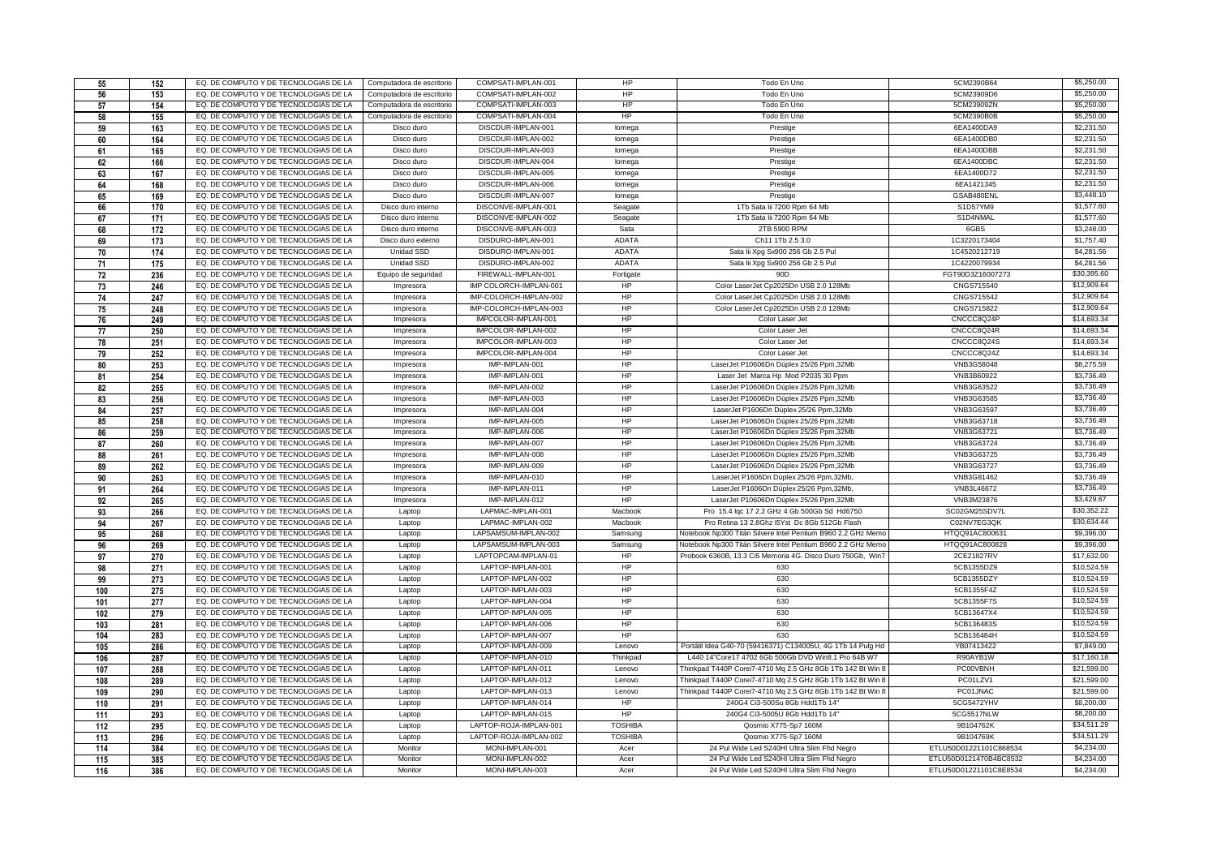| 55 | 152 | EQ. DE COMPUTO Y DE TECNOLOGIAS DE LA | Computadora de escritorio | COMPSATI-IMPLAN-001 | HP | Todo En Uno | 5CM2390B64 | $5,250.00 |
|---|---|---|---|---|---|---|---|---|
| 56 | 153 | EQ. DE COMPUTO Y DE TECNOLOGIAS DE LA | Computadora de escritorio | COMPSATI-IMPLAN-002 | HP | Todo En Uno | 5CM23909D6 | $5,250.00 |
| 57 | 154 | EQ. DE COMPUTO Y DE TECNOLOGIAS DE LA | Computadora de escritorio | COMPSATI-IMPLAN-003 | HP | Todo En Uno | 5CM23909ZN | $5,250.00 |
| 58 | 155 | EQ. DE COMPUTO Y DE TECNOLOGIAS DE LA | Computadora de escritorio | COMPSATI-IMPLAN-004 | HP | Todo En Uno | 5CM2390B0B | $5,250.00 |
| 59 | 163 | EQ. DE COMPUTO Y DE TECNOLOGIAS DE LA | Disco duro | DISCDUR-IMPLAN-001 | Iomega | Prestige | 6EA1400DA9 | $2,231.50 |
| 60 | 164 | EQ. DE COMPUTO Y DE TECNOLOGIAS DE LA | Disco duro | DISCDUR-IMPLAN-002 | Iomega | Prestige | 6EA1400DB0 | $2,231.50 |
| 61 | 165 | EQ. DE COMPUTO Y DE TECNOLOGIAS DE LA | Disco duro | DISCDUR-IMPLAN-003 | Iomega | Prestige | 6EA1400DBB | $2,231.50 |
| 62 | 166 | EQ. DE COMPUTO Y DE TECNOLOGIAS DE LA | Disco duro | DISCDUR-IMPLAN-004 | Iomega | Prestige | 6EA1400DBC | $2,231.50 |
| 63 | 167 | EQ. DE COMPUTO Y DE TECNOLOGIAS DE LA | Disco duro | DISCDUR-IMPLAN-005 | Iomega | Prestige | 6EA1400D72 | $2,231.50 |
| 64 | 168 | EQ. DE COMPUTO Y DE TECNOLOGIAS DE LA | Disco duro | DISCDUR-IMPLAN-006 | Iomega | Prestige | 6EA1421345 | $2,231.50 |
| 65 | 169 | EQ. DE COMPUTO Y DE TECNOLOGIAS DE LA | Disco duro | DISCDUR-IMPLAN-007 | Iomega | Prestige | GSAB480ENL | $3,448.10 |
| 66 | 170 | EQ. DE COMPUTO Y DE TECNOLOGIAS DE LA | Disco duro interno | DISCONVE-IMPLAN-001 | Seagate | 1Tb Sata Iii 7200 Rpm 64 Mb | S1D57YM9 | $1,577.60 |
| 67 | 171 | EQ. DE COMPUTO Y DE TECNOLOGIAS DE LA | Disco duro interno | DISCONVE-IMPLAN-002 | Seagate | 1Tb Sata Iii 7200 Rpm 64 Mb | S1D4NMAL | $1,577.60 |
| 68 | 172 | EQ. DE COMPUTO Y DE TECNOLOGIAS DE LA | Disco duro interno | DISCONVE-IMPLAN-003 | Sata | 2TB 5900 RPM | 6GBS | $3,248.00 |
| 69 | 173 | EQ. DE COMPUTO Y DE TECNOLOGIAS DE LA | Disco duro externo | DISDURO-IMPLAN-001 | ADATA | Ch11 1Tb 2.5 3.0 | 1C3220173404 | $1,757.40 |
| 70 | 174 | EQ. DE COMPUTO Y DE TECNOLOGIAS DE LA | Unidad SSD | DISDURO-IMPLAN-001 | ADATA | Sata Iii Xpg Sx900 256 Gb 2.5 Pul | 1C4520212719 | $4,281.56 |
| 71 | 175 | EQ. DE COMPUTO Y DE TECNOLOGIAS DE LA | Unidad SSD | DISDURO-IMPLAN-002 | ADATA | Sata Iii Xpg Sx900 256 Gb 2.5 Pul | 1C4220079934 | $4,281.56 |
| 72 | 236 | EQ. DE COMPUTO Y DE TECNOLOGIAS DE LA | Equipo de seguridad | FIREWALL-IMPLAN-001 | Fortigate | 90D | FGT90D3Z16007273 | $30,395.60 |
| 73 | 246 | EQ. DE COMPUTO Y DE TECNOLOGIAS DE LA | Impresora | IMP COLORCH-IMPLAN-001 | HP | Color LaserJet Cp2025Dn USB 2.0 128Mb | CNGS715540 | $12,909.64 |
| 74 | 247 | EQ. DE COMPUTO Y DE TECNOLOGIAS DE LA | Impresora | IMP-COLORCH-IMPLAN-002 | HP | Color LaserJet Cp2025Dn USB 2.0 128Mb | CNGS715542 | $12,909.64 |
| 75 | 248 | EQ. DE COMPUTO Y DE TECNOLOGIAS DE LA | Impresora | IMP-COLORCH-IMPLAN-003 | HP | Color LaserJet Cp2025Dn USB 2.0 128Mb | CNGS715822 | $12,909.64 |
| 76 | 249 | EQ. DE COMPUTO Y DE TECNOLOGIAS DE LA | Impresora | IMPCOLOR-IMPLAN-001 | HP | Color Laser Jet | CNCCC8Q24P | $14,693.34 |
| 77 | 250 | EQ. DE COMPUTO Y DE TECNOLOGIAS DE LA | Impresora | IMPCOLOR-IMPLAN-002 | HP | Color Laser Jet | CNCCC8Q24R | $14,693.34 |
| 78 | 251 | EQ. DE COMPUTO Y DE TECNOLOGIAS DE LA | Impresora | IMPCOLOR-IMPLAN-003 | HP | Color Laser Jet | CNCCC8Q24S | $14,693.34 |
| 79 | 252 | EQ. DE COMPUTO Y DE TECNOLOGIAS DE LA | Impresora | IMPCOLOR-IMPLAN-004 | HP | Color Laser Jet | CNCCC8Q24Z | $14,693.34 |
| 80 | 253 | EQ. DE COMPUTO Y DE TECNOLOGIAS DE LA | Impresora | IMP-IMPLAN-001 | HP | LaserJet P10606Dn Dúplex 25/26 Ppm,32Mb | VNB3G58048 | $8,275.59 |
| 81 | 254 | EQ. DE COMPUTO Y DE TECNOLOGIAS DE LA | Impresora | IMP-IMPLAN-001 | HP | Laser Jet Marca Hp Mod P2035 30 Ppm | VNB3B60922 | $3,736.49 |
| 82 | 255 | EQ. DE COMPUTO Y DE TECNOLOGIAS DE LA | Impresora | IMP-IMPLAN-002 | HP | LaserJet P10606Dn Dúplex 25/26 Ppm,32Mb | VNB3G63522 | $3,736.49 |
| 83 | 256 | EQ. DE COMPUTO Y DE TECNOLOGIAS DE LA | Impresora | IMP-IMPLAN-003 | HP | LaserJet P10606Dn Dúplex 25/26 Ppm,32Mb | VNB3G63585 | $3,736.49 |
| 84 | 257 | EQ. DE COMPUTO Y DE TECNOLOGIAS DE LA | Impresora | IMP-IMPLAN-004 | HP | LaserJet P1606Dn Dúplex 25/26 Ppm,32Mb | VNB3G63597 | $3,736.49 |
| 85 | 258 | EQ. DE COMPUTO Y DE TECNOLOGIAS DE LA | Impresora | IMP-IMPLAN-005 | HP | LaserJet P10606Dn Dúplex 25/26 Ppm,32Mb | VNB3G63718 | $3,736.49 |
| 86 | 259 | EQ. DE COMPUTO Y DE TECNOLOGIAS DE LA | Impresora | IMP-IMPLAN-006 | HP | LaserJet P10606Dn Dúplex 25/26 Ppm,32Mb | VNB3G63721 | $3,736.49 |
| 87 | 260 | EQ. DE COMPUTO Y DE TECNOLOGIAS DE LA | Impresora | IMP-IMPLAN-007 | HP | LaserJet P10606Dn Dúplex 25/26 Ppm,32Mb | VNB3G63724 | $3,736.49 |
| 88 | 261 | EQ. DE COMPUTO Y DE TECNOLOGIAS DE LA | Impresora | IMP-IMPLAN-008 | HP | LaserJet P10606Dn Dúplex 25/26 Ppm,32Mb | VNB3G63725 | $3,736.49 |
| 89 | 262 | EQ. DE COMPUTO Y DE TECNOLOGIAS DE LA | Impresora | IMP-IMPLAN-009 | HP | LaserJet P10606Dn Dúplex 25/26 Ppm,32Mb | VNB3G63727 | $3,736.49 |
| 90 | 263 | EQ. DE COMPUTO Y DE TECNOLOGIAS DE LA | Impresora | IMP-IMPLAN-010 | HP | LaserJet P1606Dn Dúplex 25/26 Ppm,32Mb, | VNB3G81462 | $3,736.49 |
| 91 | 264 | EQ. DE COMPUTO Y DE TECNOLOGIAS DE LA | Impresora | IMP-IMPLAN-011 | HP | LaserJet P1606Dn Dúplex 25/26 Ppm,32Mb, | VNB3L46672 | $3,736.49 |
| 92 | 265 | EQ. DE COMPUTO Y DE TECNOLOGIAS DE LA | Impresora | IMP-IMPLAN-012 | HP | LaserJet P10606Dn Dúplex 25/26 Ppm,32Mb | VNB3M23876 | $3,429.67 |
| 93 | 266 | EQ. DE COMPUTO Y DE TECNOLOGIAS DE LA | Laptop | LAPMAC-IMPLAN-001 | Macbook | Pro 15.4 Iqc 17 2.2 GHz 4 Gb 500Gb Sd Hd6750 | SC02GM25SDV7L | $30,352.22 |
| 94 | 267 | EQ. DE COMPUTO Y DE TECNOLOGIAS DE LA | Laptop | LAPMAC-IMPLAN-002 | Macbook | Pro Retina 13 2.8Ghz I5Yst Dc 8Gb 512Gb Flash | C02NV7EG3QK | $30,634.44 |
| 95 | 268 | EQ. DE COMPUTO Y DE TECNOLOGIAS DE LA | Laptop | LAPSAMSUM-IMPLAN-002 | Samsung | Notebook Np300 Titán Silvere Intel Pentium B960 2.2 GHz Memo | HTQQ91AC800631 | $9,396.00 |
| 96 | 269 | EQ. DE COMPUTO Y DE TECNOLOGIAS DE LA | Laptop | LAPSAMSUM-IMPLAN-003 | Samsung | Notebook Np300 Titán Silvere Intel Pentium B960 2.2 GHz Memo | HTQQ91AC800828 | $9,396.00 |
| 97 | 270 | EQ. DE COMPUTO Y DE TECNOLOGIAS DE LA | Laptop | LAPTOPCAM-IMPLAN-01 | HP | Probook 6360B, 13.3 Ci5 Memoria 4G. Disco Duro 750Gb, Win7 | 2CE21827RV | $17,632.00 |
| 98 | 271 | EQ. DE COMPUTO Y DE TECNOLOGIAS DE LA | Laptop | LAPTOP-IMPLAN-001 | HP | 630 | 5CB1355DZ9 | $10,524.59 |
| 99 | 273 | EQ. DE COMPUTO Y DE TECNOLOGIAS DE LA | Laptop | LAPTOP-IMPLAN-002 | HP | 630 | 5CB1355DZY | $10,524.59 |
| 100 | 275 | EQ. DE COMPUTO Y DE TECNOLOGIAS DE LA | Laptop | LAPTOP-IMPLAN-003 | HP | 630 | 5CB1355F4Z | $10,524.59 |
| 101 | 277 | EQ. DE COMPUTO Y DE TECNOLOGIAS DE LA | Laptop | LAPTOP-IMPLAN-004 | HP | 630 | 5CB1355F7S | $10,524.59 |
| 102 | 279 | EQ. DE COMPUTO Y DE TECNOLOGIAS DE LA | Laptop | LAPTOP-IMPLAN-005 | HP | 630 | 5CB13647X4 | $10,524.59 |
| 103 | 281 | EQ. DE COMPUTO Y DE TECNOLOGIAS DE LA | Laptop | LAPTOP-IMPLAN-006 | HP | 630 | 5CB136483S | $10,524.59 |
| 104 | 283 | EQ. DE COMPUTO Y DE TECNOLOGIAS DE LA | Laptop | LAPTOP-IMPLAN-007 | HP | 630 | 5CB136484H | $10,524.59 |
| 105 | 286 | EQ. DE COMPUTO Y DE TECNOLOGIAS DE LA | Laptop | LAPTOP-IMPLAN-009 | Lenovo | Portátil Idea G40-70 (59416371) C134005U, 4G 1Tb 14 Pulg Hd | YB07413422 | $7,849.00 |
| 106 | 287 | EQ. DE COMPUTO Y DE TECNOLOGIAS DE LA | Laptop | LAPTOP-IMPLAN-010 | Thinkpad | L440 14"Core17 4702 6Gb 500Gb DVD Win8.1 Pro 64B W7 | R90AYB1W | $17,160.18 |
| 107 | 288 | EQ. DE COMPUTO Y DE TECNOLOGIAS DE LA | Laptop | LAPTOP-IMPLAN-011 | Lenovo | Thinkpad T440P Corei7-4710 Mq 2.5 GHz 8Gb 1Tb 142 Bt Win 8 | PC00VBNH | $21,599.00 |
| 108 | 289 | EQ. DE COMPUTO Y DE TECNOLOGIAS DE LA | Laptop | LAPTOP-IMPLAN-012 | Lenovo | Thinkpad T440P Corei7-4710 Mq 2.5 GHz 8Gb 1Tb 142 Bt Win 8 | PC01LZV1 | $21,599.00 |
| 109 | 290 | EQ. DE COMPUTO Y DE TECNOLOGIAS DE LA | Laptop | LAPTOP-IMPLAN-013 | Lenovo | Thinkpad T440P Corei7-4710 Mq 2.5 GHz 8Gb 1Tb 142 Bt Win 8 | PC01JNAC | $21,599.00 |
| 110 | 291 | EQ. DE COMPUTO Y DE TECNOLOGIAS DE LA | Laptop | LAPTOP-IMPLAN-014 | HP | 240G4 Ci3-500Su 8Gb Hdd1Tb 14" | 5CG5472YHV | $8,200.00 |
| 111 | 293 | EQ. DE COMPUTO Y DE TECNOLOGIAS DE LA | Laptop | LAPTOP-IMPLAN-015 | HP | 240G4 Ci3-5005U 8Gb Hdd1Tb 14" | 5CG5517NLW | $8,200.00 |
| 112 | 295 | EQ. DE COMPUTO Y DE TECNOLOGIAS DE LA | Laptop | LAPTOP-ROJA-IMPLAN-001 | TOSHIBA | Qosmio X775-Sp7 160M | 9B104762K | $34,511.29 |
| 113 | 296 | EQ. DE COMPUTO Y DE TECNOLOGIAS DE LA | Laptop | LAPTOP-ROJA-IMPLAN-002 | TOSHIBA | Qosmio X775-Sp7 160M | 9B104769K | $34,511.29 |
| 114 | 384 | EQ. DE COMPUTO Y DE TECNOLOGIAS DE LA | Monitor | MONI-IMPLAN-001 | Acer | 24 Pul Wide Led S240Hl Ultra Slim Fhd Negro | ETLU50D01221101C868534 | $4,234.00 |
| 115 | 385 | EQ. DE COMPUTO Y DE TECNOLOGIAS DE LA | Monitor | MONI-IMPLAN-002 | Acer | 24 Pul Wide Led S240Hl Ultra Slim Fhd Negro | ETLU50D0121470B4BC8532 | $4,234.00 |
| 116 | 386 | EQ. DE COMPUTO Y DE TECNOLOGIAS DE LA | Monitor | MONI-IMPLAN-003 | Acer | 24 Pul Wide Led S240Hl Ultra Slim Fhd Negro | ETLU50D01221101C8E8534 | $4,234.00 |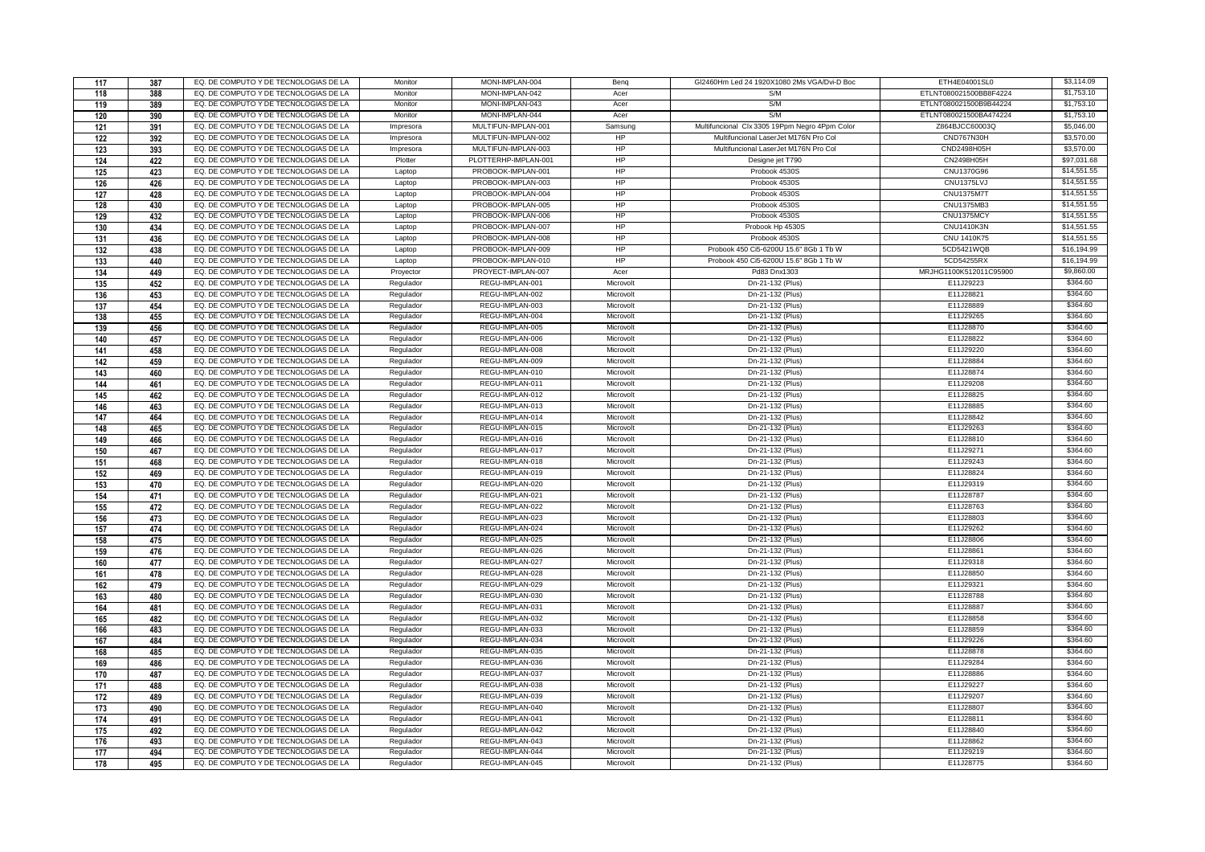| 117 | 387 | EQ. DE COMPUTO Y DE TECNOLOGIAS DE LA | Monitor | MONI-IMPLAN-004 | Benq | Gl2460Hm Led 24 1920X1080 2Ms VGA/Dvi-D Boc | ETH4E04001SL0 | $3,114.09 |
|---|---|---|---|---|---|---|---|---|
| 118 | 388 | EQ. DE COMPUTO Y DE TECNOLOGIAS DE LA | Monitor | MONI-IMPLAN-042 | Acer | S/M | ETLNT080021500BB8F4224 | $1,753.10 |
| 119 | 389 | EQ. DE COMPUTO Y DE TECNOLOGIAS DE LA | Monitor | MONI-IMPLAN-043 | Acer | S/M | ETLNT080021500B9B44224 | $1,753.10 |
| 120 | 390 | EQ. DE COMPUTO Y DE TECNOLOGIAS DE LA | Monitor | MONI-IMPLAN-044 | Acer | S/M | ETLNT080021500BA474224 | $1,753.10 |
| 121 | 391 | EQ. DE COMPUTO Y DE TECNOLOGIAS DE LA | Impresora | MULTIFUN-IMPLAN-001 | Samsung | Multifuncional Clx 3305 19Ppm Negro 4Ppm Color | Z864BJCC60003Q | $5,046.00 |
| 122 | 392 | EQ. DE COMPUTO Y DE TECNOLOGIAS DE LA | Impresora | MULTIFUN-IMPLAN-002 | HP | Multifuncional LaserJet M176N Pro Col | CND767N30H | $3,570.00 |
| 123 | 393 | EQ. DE COMPUTO Y DE TECNOLOGIAS DE LA | Impresora | MULTIFUN-IMPLAN-003 | HP | Multifuncional LaserJet M176N Pro Col | CND2498H05H | $3,570.00 |
| 124 | 422 | EQ. DE COMPUTO Y DE TECNOLOGIAS DE LA | Plotter | PLOTTERHP-IMPLAN-001 | HP | Designe jet T790 | CN2498H05H | $97,031.68 |
| 125 | 423 | EQ. DE COMPUTO Y DE TECNOLOGIAS DE LA | Laptop | PROBOOK-IMPLAN-001 | HP | Probook 4530S | CNU1370G96 | $14,551.55 |
| 126 | 426 | EQ. DE COMPUTO Y DE TECNOLOGIAS DE LA | Laptop | PROBOOK-IMPLAN-003 | HP | Probook 4530S | CNU1375LVJ | $14,551.55 |
| 127 | 428 | EQ. DE COMPUTO Y DE TECNOLOGIAS DE LA | Laptop | PROBOOK-IMPLAN-004 | HP | Probook 4530S | CNU1375M7T | $14,551.55 |
| 128 | 430 | EQ. DE COMPUTO Y DE TECNOLOGIAS DE LA | Laptop | PROBOOK-IMPLAN-005 | HP | Probook 4530S | CNU1375MB3 | $14,551.55 |
| 129 | 432 | EQ. DE COMPUTO Y DE TECNOLOGIAS DE LA | Laptop | PROBOOK-IMPLAN-006 | HP | Probook 4530S | CNU1375MCY | $14,551.55 |
| 130 | 434 | EQ. DE COMPUTO Y DE TECNOLOGIAS DE LA | Laptop | PROBOOK-IMPLAN-007 | HP | Probook Hp 4530S | CNU1410K3N | $14,551.55 |
| 131 | 436 | EQ. DE COMPUTO Y DE TECNOLOGIAS DE LA | Laptop | PROBOOK-IMPLAN-008 | HP | Probook 4530S | CNU 1410K75 | $14,551.55 |
| 132 | 438 | EQ. DE COMPUTO Y DE TECNOLOGIAS DE LA | Laptop | PROBOOK-IMPLAN-009 | HP | Probook 450 Ci5-6200U 15.6" 8Gb 1 Tb W | 5CD5421WQB | $16,194.99 |
| 133 | 440 | EQ. DE COMPUTO Y DE TECNOLOGIAS DE LA | Laptop | PROBOOK-IMPLAN-010 | HP | Probook 450 Ci5-6200U 15.6" 8Gb 1 Tb W | 5CD54255RX | $16,194.99 |
| 134 | 449 | EQ. DE COMPUTO Y DE TECNOLOGIAS DE LA | Proyector | PROYECT-IMPLAN-007 | Acer | Pd83 Dnx1303 | MRJHG1100K512011C95900 | $9,860.00 |
| 135 | 452 | EQ. DE COMPUTO Y DE TECNOLOGIAS DE LA | Regulador | REGU-IMPLAN-001 | Microvolt | Dn-21-132 (Plus) | E11J29223 | $364.60 |
| 136 | 453 | EQ. DE COMPUTO Y DE TECNOLOGIAS DE LA | Regulador | REGU-IMPLAN-002 | Microvolt | Dn-21-132 (Plus) | E11J28821 | $364.60 |
| 137 | 454 | EQ. DE COMPUTO Y DE TECNOLOGIAS DE LA | Regulador | REGU-IMPLAN-003 | Microvolt | Dn-21-132 (Plus) | E11J28889 | $364.60 |
| 138 | 455 | EQ. DE COMPUTO Y DE TECNOLOGIAS DE LA | Regulador | REGU-IMPLAN-004 | Microvolt | Dn-21-132 (Plus) | E11J29265 | $364.60 |
| 139 | 456 | EQ. DE COMPUTO Y DE TECNOLOGIAS DE LA | Regulador | REGU-IMPLAN-005 | Microvolt | Dn-21-132 (Plus) | E11J28870 | $364.60 |
| 140 | 457 | EQ. DE COMPUTO Y DE TECNOLOGIAS DE LA | Regulador | REGU-IMPLAN-006 | Microvolt | Dn-21-132 (Plus) | E11J28822 | $364.60 |
| 141 | 458 | EQ. DE COMPUTO Y DE TECNOLOGIAS DE LA | Regulador | REGU-IMPLAN-008 | Microvolt | Dn-21-132 (Plus) | E11J29220 | $364.60 |
| 142 | 459 | EQ. DE COMPUTO Y DE TECNOLOGIAS DE LA | Regulador | REGU-IMPLAN-009 | Microvolt | Dn-21-132 (Plus) | E11J28884 | $364.60 |
| 143 | 460 | EQ. DE COMPUTO Y DE TECNOLOGIAS DE LA | Regulador | REGU-IMPLAN-010 | Microvolt | Dn-21-132 (Plus) | E11J28874 | $364.60 |
| 144 | 461 | EQ. DE COMPUTO Y DE TECNOLOGIAS DE LA | Regulador | REGU-IMPLAN-011 | Microvolt | Dn-21-132 (Plus) | E11J29208 | $364.60 |
| 145 | 462 | EQ. DE COMPUTO Y DE TECNOLOGIAS DE LA | Regulador | REGU-IMPLAN-012 | Microvolt | Dn-21-132 (Plus) | E11J28825 | $364.60 |
| 146 | 463 | EQ. DE COMPUTO Y DE TECNOLOGIAS DE LA | Regulador | REGU-IMPLAN-013 | Microvolt | Dn-21-132 (Plus) | E11J28885 | $364.60 |
| 147 | 464 | EQ. DE COMPUTO Y DE TECNOLOGIAS DE LA | Regulador | REGU-IMPLAN-014 | Microvolt | Dn-21-132 (Plus) | E11J28842 | $364.60 |
| 148 | 465 | EQ. DE COMPUTO Y DE TECNOLOGIAS DE LA | Regulador | REGU-IMPLAN-015 | Microvolt | Dn-21-132 (Plus) | E11J29263 | $364.60 |
| 149 | 466 | EQ. DE COMPUTO Y DE TECNOLOGIAS DE LA | Regulador | REGU-IMPLAN-016 | Microvolt | Dn-21-132 (Plus) | E11J28810 | $364.60 |
| 150 | 467 | EQ. DE COMPUTO Y DE TECNOLOGIAS DE LA | Regulador | REGU-IMPLAN-017 | Microvolt | Dn-21-132 (Plus) | E11J29271 | $364.60 |
| 151 | 468 | EQ. DE COMPUTO Y DE TECNOLOGIAS DE LA | Regulador | REGU-IMPLAN-018 | Microvolt | Dn-21-132 (Plus) | E11J29243 | $364.60 |
| 152 | 469 | EQ. DE COMPUTO Y DE TECNOLOGIAS DE LA | Regulador | REGU-IMPLAN-019 | Microvolt | Dn-21-132 (Plus) | E11J28824 | $364.60 |
| 153 | 470 | EQ. DE COMPUTO Y DE TECNOLOGIAS DE LA | Regulador | REGU-IMPLAN-020 | Microvolt | Dn-21-132 (Plus) | E11J29319 | $364.60 |
| 154 | 471 | EQ. DE COMPUTO Y DE TECNOLOGIAS DE LA | Regulador | REGU-IMPLAN-021 | Microvolt | Dn-21-132 (Plus) | E11J28787 | $364.60 |
| 155 | 472 | EQ. DE COMPUTO Y DE TECNOLOGIAS DE LA | Regulador | REGU-IMPLAN-022 | Microvolt | Dn-21-132 (Plus) | E11J28763 | $364.60 |
| 156 | 473 | EQ. DE COMPUTO Y DE TECNOLOGIAS DE LA | Regulador | REGU-IMPLAN-023 | Microvolt | Dn-21-132 (Plus) | E11J28803 | $364.60 |
| 157 | 474 | EQ. DE COMPUTO Y DE TECNOLOGIAS DE LA | Regulador | REGU-IMPLAN-024 | Microvolt | Dn-21-132 (Plus) | E11J29262 | $364.60 |
| 158 | 475 | EQ. DE COMPUTO Y DE TECNOLOGIAS DE LA | Regulador | REGU-IMPLAN-025 | Microvolt | Dn-21-132 (Plus) | E11J28806 | $364.60 |
| 159 | 476 | EQ. DE COMPUTO Y DE TECNOLOGIAS DE LA | Regulador | REGU-IMPLAN-026 | Microvolt | Dn-21-132 (Plus) | E11J28861 | $364.60 |
| 160 | 477 | EQ. DE COMPUTO Y DE TECNOLOGIAS DE LA | Regulador | REGU-IMPLAN-027 | Microvolt | Dn-21-132 (Plus) | E11J29318 | $364.60 |
| 161 | 478 | EQ. DE COMPUTO Y DE TECNOLOGIAS DE LA | Regulador | REGU-IMPLAN-028 | Microvolt | Dn-21-132 (Plus) | E11J28850 | $364.60 |
| 162 | 479 | EQ. DE COMPUTO Y DE TECNOLOGIAS DE LA | Regulador | REGU-IMPLAN-029 | Microvolt | Dn-21-132 (Plus) | E11J29321 | $364.60 |
| 163 | 480 | EQ. DE COMPUTO Y DE TECNOLOGIAS DE LA | Regulador | REGU-IMPLAN-030 | Microvolt | Dn-21-132 (Plus) | E11J28788 | $364.60 |
| 164 | 481 | EQ. DE COMPUTO Y DE TECNOLOGIAS DE LA | Regulador | REGU-IMPLAN-031 | Microvolt | Dn-21-132 (Plus) | E11J28887 | $364.60 |
| 165 | 482 | EQ. DE COMPUTO Y DE TECNOLOGIAS DE LA | Regulador | REGU-IMPLAN-032 | Microvolt | Dn-21-132 (Plus) | E11J28858 | $364.60 |
| 166 | 483 | EQ. DE COMPUTO Y DE TECNOLOGIAS DE LA | Regulador | REGU-IMPLAN-033 | Microvolt | Dn-21-132 (Plus) | E11J28859 | $364.60 |
| 167 | 484 | EQ. DE COMPUTO Y DE TECNOLOGIAS DE LA | Regulador | REGU-IMPLAN-034 | Microvolt | Dn-21-132 (Plus) | E11J29226 | $364.60 |
| 168 | 485 | EQ. DE COMPUTO Y DE TECNOLOGIAS DE LA | Regulador | REGU-IMPLAN-035 | Microvolt | Dn-21-132 (Plus) | E11J28878 | $364.60 |
| 169 | 486 | EQ. DE COMPUTO Y DE TECNOLOGIAS DE LA | Regulador | REGU-IMPLAN-036 | Microvolt | Dn-21-132 (Plus) | E11J29284 | $364.60 |
| 170 | 487 | EQ. DE COMPUTO Y DE TECNOLOGIAS DE LA | Regulador | REGU-IMPLAN-037 | Microvolt | Dn-21-132 (Plus) | E11J28886 | $364.60 |
| 171 | 488 | EQ. DE COMPUTO Y DE TECNOLOGIAS DE LA | Regulador | REGU-IMPLAN-038 | Microvolt | Dn-21-132 (Plus) | E11J29227 | $364.60 |
| 172 | 489 | EQ. DE COMPUTO Y DE TECNOLOGIAS DE LA | Regulador | REGU-IMPLAN-039 | Microvolt | Dn-21-132 (Plus) | E11J29207 | $364.60 |
| 173 | 490 | EQ. DE COMPUTO Y DE TECNOLOGIAS DE LA | Regulador | REGU-IMPLAN-040 | Microvolt | Dn-21-132 (Plus) | E11J28807 | $364.60 |
| 174 | 491 | EQ. DE COMPUTO Y DE TECNOLOGIAS DE LA | Regulador | REGU-IMPLAN-041 | Microvolt | Dn-21-132 (Plus) | E11J28811 | $364.60 |
| 175 | 492 | EQ. DE COMPUTO Y DE TECNOLOGIAS DE LA | Regulador | REGU-IMPLAN-042 | Microvolt | Dn-21-132 (Plus) | E11J28840 | $364.60 |
| 176 | 493 | EQ. DE COMPUTO Y DE TECNOLOGIAS DE LA | Regulador | REGU-IMPLAN-043 | Microvolt | Dn-21-132 (Plus) | E11J28862 | $364.60 |
| 177 | 494 | EQ. DE COMPUTO Y DE TECNOLOGIAS DE LA | Regulador | REGU-IMPLAN-044 | Microvolt | Dn-21-132 (Plus) | E11J29219 | $364.60 |
| 178 | 495 | EQ. DE COMPUTO Y DE TECNOLOGIAS DE LA | Regulador | REGU-IMPLAN-045 | Microvolt | Dn-21-132 (Plus) | E11J28775 | $364.60 |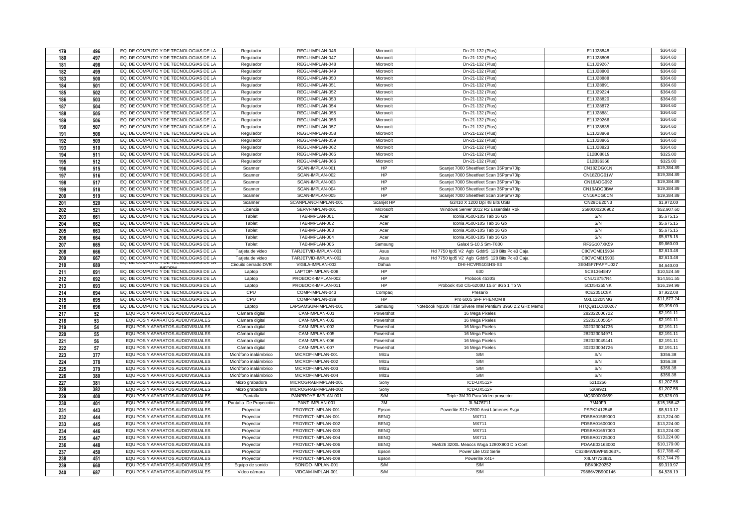| 179 | 496 | EQ. DE COMPUTO Y DE TECNOLOGIAS DE LA | Regulador | REGU-IMPLAN-046 | Microvolt | Dn-21-132 (Plus) | E11J28848 | $364.60 |
|---|---|---|---|---|---|---|---|---|
| 180 | 497 | EQ. DE COMPUTO Y DE TECNOLOGIAS DE LA | Regulador | REGU-IMPLAN-047 | Microvolt | Dn-21-132 (Plus) | E11J28808 | $364.60 |
| 181 | 498 | EQ. DE COMPUTO Y DE TECNOLOGIAS DE LA | Regulador | REGU-IMPLAN-048 | Microvolt | Dn-21-132 (Plus) | E11J29267 | $364.60 |
| 182 | 499 | EQ. DE COMPUTO Y DE TECNOLOGIAS DE LA | Regulador | REGU-IMPLAN-049 | Microvolt | Dn-21-132 (Plus) | E11J28800 | $364.60 |
| 183 | 500 | EQ. DE COMPUTO Y DE TECNOLOGIAS DE LA | Regulador | REGU-IMPLAN-050 | Microvolt | Dn-21-132 (Plus) | E11J28888 | $364.60 |
| 184 | 501 | EQ. DE COMPUTO Y DE TECNOLOGIAS DE LA | Regulador | REGU-IMPLAN-051 | Microvolt | Dn-21-132 (Plus) | E11J28891 | $364.60 |
| 185 | 502 | EQ. DE COMPUTO Y DE TECNOLOGIAS DE LA | Regulador | REGU-IMPLAN-052 | Microvolt | Dn-21-132 (Plus) | E11J29224 | $364.60 |
| 186 | 503 | EQ. DE COMPUTO Y DE TECNOLOGIAS DE LA | Regulador | REGU-IMPLAN-053 | Microvolt | Dn-21-132 (Plus) | E11J28820 | $364.60 |
| 187 | 504 | EQ. DE COMPUTO Y DE TECNOLOGIAS DE LA | Regulador | REGU-IMPLAN-054 | Microvolt | Dn-21-132 (Plus) | E11J28872 | $364.60 |
| 188 | 505 | EQ. DE COMPUTO Y DE TECNOLOGIAS DE LA | Regulador | REGU-IMPLAN-055 | Microvolt | Dn-21-132 (Plus) | E11J28881 | $364.60 |
| 189 | 506 | EQ. DE COMPUTO Y DE TECNOLOGIAS DE LA | Regulador | REGU-IMPLAN-056 | Microvolt | Dn-21-132 (Plus) | E11J29266 | $364.60 |
| 190 | 507 | EQ. DE COMPUTO Y DE TECNOLOGIAS DE LA | Regulador | REGU-IMPLAN-057 | Microvolt | Dn-21-132 (Plus) | E11J28835 | $364.60 |
| 191 | 508 | EQ. DE COMPUTO Y DE TECNOLOGIAS DE LA | Regulador | REGU-IMPLAN-058 | Microvolt | Dn-21-132 (Plus) | E11J28868 | $364.60 |
| 192 | 509 | EQ. DE COMPUTO Y DE TECNOLOGIAS DE LA | Regulador | REGU-IMPLAN-059 | Microvolt | Dn-21-132 (Plus) | E11J28865 | $364.60 |
| 193 | 510 | EQ. DE COMPUTO Y DE TECNOLOGIAS DE LA | Regulador | REGU-IMPLAN-062 | Microvolt | Dn-21-132 (Plus) | E11J28823 | $364.60 |
| 194 | 511 | EQ. DE COMPUTO Y DE TECNOLOGIAS DE LA | Regulador | REGU-IMPLAN-065 | Microvolt | Dn-21-132 (Plus) | E12B08819 | $325.00 |
| 195 | 512 | EQ. DE COMPUTO Y DE TECNOLOGIAS DE LA | Regulador | REGU-IMPLAN-066 | Microvolt | Dn-21-132 (Plus) | E12B36358 | $325.00 |
| 196 | 515 | EQ. DE COMPUTO Y DE TECNOLOGIAS DE LA | Scanner | SCAN-IMPLAN-001 | HP | Scanjet 7000 Sheetfeet Scan 35Ppm/70Ip | CN18ZDG01N | $19,384.89 |
| 197 | 516 | EQ. DE COMPUTO Y DE TECNOLOGIAS DE LA | Scanner | SCAN-IMPLAN-002 | HP | Scanjet 7000 Sheetfeet Scan 35Ppm/70Ip | CN18ZDG01W | $19,384.89 |
| 198 | 517 | EQ. DE COMPUTO Y DE TECNOLOGIAS DE LA | Scanner | SCAN-IMPLAN-003 | HP | Scanjet 7000 Sheetfeet Scan 35Ppm/70Ip | CN16ADG092 | $19,384.89 |
| 199 | 518 | EQ. DE COMPUTO Y DE TECNOLOGIAS DE LA | Scanner | SCAN-IMPLAN-004 | HP | Scanjet 7000 Sheetfeet Scan 35Ppm/70Ip | CN16ADG0BW | $19,384.89 |
| 200 | 519 | EQ. DE COMPUTO Y DE TECNOLOGIAS DE LA | Scanner | SCAN-IMPLAN-005 | HP | Scanjet 7000 Sheetfeet Scan 35Ppm/70Ip | CN16ADG0CN | $19,384.89 |
| 201 | 520 | EQ. DE COMPUTO Y DE TECNOLOGIAS DE LA | Scanner | SCANPLANO-IMPLAN-001 | Scanjet HP | G2410 X 1200 Dpi 48 Bits USB | CN29DE20N3 | $1,972.00 |
| 202 | 521 | EQ. DE COMPUTO Y DE TECNOLOGIAS DE LA | Licencia | SERVI-IMPLAN-001 | Microsoft | Windows Server 2012 R2 Essentials Rok | 2580000206902 | $52,907.60 |
| 203 | 661 | EQ. DE COMPUTO Y DE TECNOLOGIAS DE LA | Tablet | TAB-IMPLAN-001 | Acer | Iconia A500-10S Tab 16 Gb | S/N | $5,675.15 |
| 204 | 662 | EQ. DE COMPUTO Y DE TECNOLOGIAS DE LA | Tablet | TAB-IMPLAN-002 | Acer | Iconia A500-10S Tab 16 Gb | S/N | $5,675.15 |
| 205 | 663 | EQ. DE COMPUTO Y DE TECNOLOGIAS DE LA | Tablet | TAB-IMPLAN-003 | Acer | Iconia A500-10S Tab 16 Gb | S/N | $5,675.15 |
| 206 | 664 | EQ. DE COMPUTO Y DE TECNOLOGIAS DE LA | Tablet | TAB-IMPLAN-004 | Acer | Iconia A500-10S Tab 16 Gb | S/N | $5,675.15 |
| 207 | 665 | EQ. DE COMPUTO Y DE TECNOLOGIAS DE LA | Tablet | TAB-IMPLAN-005 | Samsung | Galaxi S-10.5 Sm-T800 | RF2G107XK59 | $9,860.00 |
| 208 | 666 | EQ. DE COMPUTO Y DE TECNOLOGIAS DE LA | Tarjeta de video | TARJETVID-IMPLAN-001 | Asus | Hd 7750 Igd5 V2 Agb Gddr5 128 Bits Pcie3 Caja | C8CVCM015904 | $2,613.48 |
| 209 | 667 | EQ. DE COMPUTO Y DE TECNOLOGIAS DE LA | Tarjeta de video | TARJETVID-IMPLAN-002 | Asus | Hd 7750 Igd5 V2 Agb Gddr5 128 Bits Pcie3 Caja | C8CVCM015903 | $2,613.48 |
| 210 | 689 | EQ. DE COMPUTO Y DE TECNOLOGIAS DE LA INFORM | Circuito cerrado DVR | VIGILA-IMPLAN-002 | Dahua | DHI-HCVR5104HS-S3 | 3E045F7PAPYU027 | $4,640.00 |
| 211 | 691 | EQ. DE COMPUTO Y DE TECNOLOGIAS DE LA | Laptop | LAPTOP-IMPLAN-008 | HP | 630 | 5CB136484V | $10,524.59 |
| 212 | 692 | EQ. DE COMPUTO Y DE TECNOLOGIAS DE LA | Laptop | PROBOOK-IMPLAN-002 | HP | Probook 4530S | CNU13757R4 | $14,551.55 |
| 213 | 693 | EQ. DE COMPUTO Y DE TECNOLOGIAS DE LA | Laptop | PROBOOK-IMPLAN-011 | HP | Probook 450 Ci5-6200U 15.6" 8Gb 1 Tb W | 5CD54255NK | $16,194.99 |
| 214 | 694 | EQ. DE COMPUTO Y DE TECNOLOGIAS DE LA | CPU | COMP-IMPLAN-043 | Compaq | Presario | 4CE2051C8K | $7,922.08 |
| 215 | 695 | EQ. DE COMPUTO Y DE TECNOLOGIAS DE LA | CPU | COMP-IMPLAN-039 | HP | Pro 6005 SFF PHENOM II | MXL1220NMG | $11,877.24 |
| 216 | 696 | EQ. DE COMPUTO Y DE TECNOLOGIAS DE LA | Laptop | LAPSAMSUM-IMPLAN-001 | Samsung | Notebook Np300 Titán Silvere Intel Pentium B960 2.2 GHz Memo | HTQQ91LC800267 | $9,396.00 |
| 217 | 52 | EQUIPOS Y APARATOS AUDIOVISUALES | Cámara digital | CAM-IMPLAN-001 | Powershot | 16 Mega Pixeles | 282022006722 | $2,191.11 |
| 218 | 53 | EQUIPOS Y APARATOS AUDIOVISUALES | Cámara digital | CAM-IMPLAN-002 | Powershot | 16 Mega Pixeles | 252021005654 | $2,191.11 |
| 219 | 54 | EQUIPOS Y APARATOS AUDIOVISUALES | Cámara digital | CAM-IMPLAN-003 | Powershot | 16 Mega Pixeles | 302023004736 | $2,191.11 |
| 220 | 55 | EQUIPOS Y APARATOS AUDIOVISUALES | Cámara digital | CAM-IMPLAN-005 | Powershot | 16 Mega Pixeles | 282023034971 | $2,191.11 |
| 221 | 56 | EQUIPOS Y APARATOS AUDIOVISUALES | Cámara digital | CAM-IMPLAN-006 | Powershot | 16 Mega Pixeles | 282023049441 | $2,191.11 |
| 222 | 57 | EQUIPOS Y APARATOS AUDIOVISUALES | Cámara digital | CAM-IMPLAN-007 | Powershot | 16 Mega Pixeles | 302023004726 | $2,191.11 |
| 223 | 377 | EQUIPOS Y APARATOS AUDIOVISUALES | Micrófono inalámbrico | MICROF-IMPLAN-001 | Mitzu | S/M | S/N | $356.38 |
| 224 | 378 | EQUIPOS Y APARATOS AUDIOVISUALES | Micrófono inalámbrico | MICROF-IMPLAN-002 | Mitzu | S/M | S/N | $356.38 |
| 225 | 379 | EQUIPOS Y APARATOS AUDIOVISUALES | Micrófono inalámbrico | MICROF-IMPLAN-003 | Mitzu | S/M | S/N | $356.38 |
| 226 | 380 | EQUIPOS Y APARATOS AUDIOVISUALES | Micrófono inalámbrico | MICROF-IMPLAN-004 | Mitzu | S/M | S/N | $356.38 |
| 227 | 381 | EQUIPOS Y APARATOS AUDIOVISUALES | Micro grabadora | MICROGRAB-IMPLAN-001 | Sony | ICD-UX512F | 5210256 | $1,207.56 |
| 228 | 382 | EQUIPOS Y APARATOS AUDIOVISUALES | Micro grabadora | MICROGRAB-IMPLAN-002 | Sony | ICD-UX512F | 5209921 | $1,207.56 |
| 229 | 400 | EQUIPOS Y APARATOS AUDIOVISUALES | Pantalla | PANPROYE-IMPLAN-001 | S/M | Triple 3M 70 Para Video proyector | MQ300000659 | $3,828.00 |
| 230 | 401 | EQUIPOS Y APARATOS AUDIOVISUALES | Pantalla De Proyección | PANT-IMPLAN-001 | 3M | 3L9476711 | 7M40F9 | $15,156.42 |
| 231 | 443 | EQUIPOS Y APARATOS AUDIOVISUALES | Proyector | PROYECT-IMPLAN-001 | Epson | Powerlite S12+2800 Ansi Lúmenes Svga | PSPK2412548 | $8,513.12 |
| 232 | 444 | EQUIPOS Y APARATOS AUDIOVISUALES | Proyector | PROYECT-IMPLAN-001 | BENQ | MX711 | PD5BA01569000 | $13,224.00 |
| 233 | 445 | EQUIPOS Y APARATOS AUDIOVISUALES | Proyector | PROYECT-IMPLAN-002 | BENQ | MX711 | PD5BA01600000 | $13,224.00 |
| 234 | 446 | EQUIPOS Y APARATOS AUDIOVISUALES | Proyector | PROYECT-IMPLAN-003 | BENQ | MX711 | PD5BA01657000 | $13,224.00 |
| 235 | 447 | EQUIPOS Y APARATOS AUDIOVISUALES | Proyector | PROYECT-IMPLAN-004 | BENQ | MX711 | PD5BA01725000 | $13,224.00 |
| 236 | 448 | EQUIPOS Y APARATOS AUDIOVISUALES | Proyector | PROYECT-IMPLAN-006 | BENQ | Mw526 3200L Meaccs Wxga 1280X800 Dlp Cont | PDAAE03163000 | $10,179.00 |
| 237 | 450 | EQUIPOS Y APARATOS AUDIOVISUALES | Proyector | PROYECT-IMPLAN-008 | Epson | Power Lite U32 Serie | CS24MWEWF650637L | $17,788.40 |
| 238 | 451 | EQUIPOS Y APARATOS AUDIOVISUALES | Proyector | PROYECT-IMPLAN-009 | Epson | Powerlite X41+ | X4LM772382L | $12,744.79 |
| 239 | 660 | EQUIPOS Y APARATOS AUDIOVISUALES | Equipo de sonido | SONIDO-IMPLAN-001 | S/M | S/M | BBK0K20252 | $9,310.97 |
| 240 | 687 | EQUIPOS Y APARATOS AUDIOVISUALES | Video cámara | VIDCAM-IMPLAN-001 | S/M | S/M | 79866V2B900146 | $4,538.19 |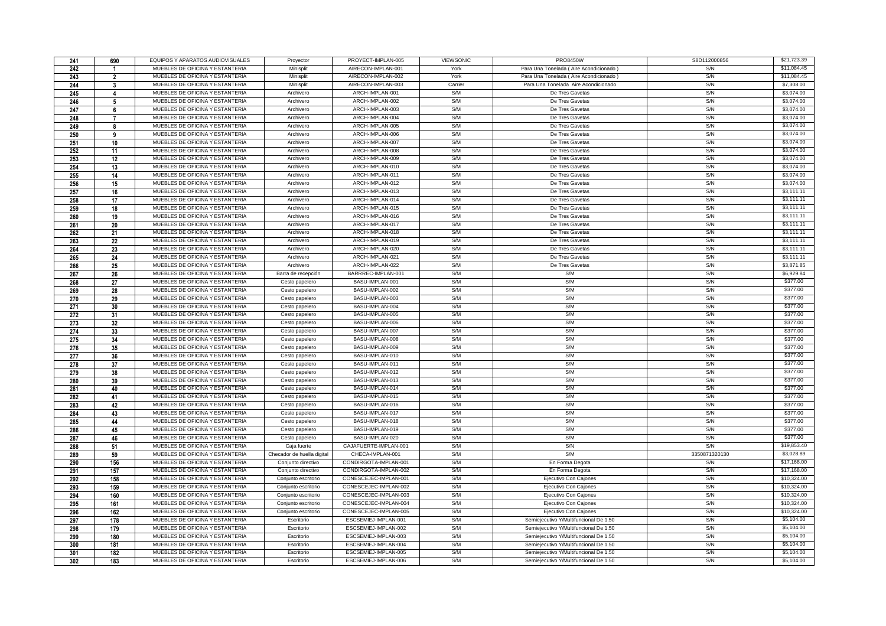| | | | | | | | | |
|---|---|---|---|---|---|---|---|---|
| 241 | 690 | EQUIPOS Y APARATOS AUDIOVISUALES | Proyector | PROYECT-IMPLAN-005 | VIEWSONIC | PRO8450W | S8D112000856 | $21,723.39 |
| 242 | 1 | MUEBLES DE OFICINA Y ESTANTERIA | Minisplit | AIRECON-IMPLAN-001 | York | Para Una Tonelada ( Aire Acondicionado ) | S/N | $11,084.45 |
| 243 | 2 | MUEBLES DE OFICINA Y ESTANTERIA | Minisplit | AIRECON-IMPLAN-002 | York | Para Una Tonelada ( Aire Acondicionado ) | S/N | $11,084.45 |
| 244 | 3 | MUEBLES DE OFICINA Y ESTANTERIA | Minisplit | AIRECON-IMPLAN-003 | Carrier | Para Una Tonelada Aire Acondicionado | S/N | $7,308.00 |
| 245 | 4 | MUEBLES DE OFICINA Y ESTANTERIA | Archivero | ARCH-IMPLAN-001 | S/M | De Tres Gavetas | S/N | $3,074.00 |
| 246 | 5 | MUEBLES DE OFICINA Y ESTANTERIA | Archivero | ARCH-IMPLAN-002 | S/M | De Tres Gavetas | S/N | $3,074.00 |
| 247 | 6 | MUEBLES DE OFICINA Y ESTANTERIA | Archivero | ARCH-IMPLAN-003 | S/M | De Tres Gavetas | S/N | $3,074.00 |
| 248 | 7 | MUEBLES DE OFICINA Y ESTANTERIA | Archivero | ARCH-IMPLAN-004 | S/M | De Tres Gavetas | S/N | $3,074.00 |
| 249 | 8 | MUEBLES DE OFICINA Y ESTANTERIA | Archivero | ARCH-IMPLAN-005 | S/M | De Tres Gavetas | S/N | $3,074.00 |
| 250 | 9 | MUEBLES DE OFICINA Y ESTANTERIA | Archivero | ARCH-IMPLAN-006 | S/M | De Tres Gavetas | S/N | $3,074.00 |
| 251 | 10 | MUEBLES DE OFICINA Y ESTANTERIA | Archivero | ARCH-IMPLAN-007 | S/M | De Tres Gavetas | S/N | $3,074.00 |
| 252 | 11 | MUEBLES DE OFICINA Y ESTANTERIA | Archivero | ARCH-IMPLAN-008 | S/M | De Tres Gavetas | S/N | $3,074.00 |
| 253 | 12 | MUEBLES DE OFICINA Y ESTANTERIA | Archivero | ARCH-IMPLAN-009 | S/M | De Tres Gavetas | S/N | $3,074.00 |
| 254 | 13 | MUEBLES DE OFICINA Y ESTANTERIA | Archivero | ARCH-IMPLAN-010 | S/M | De Tres Gavetas | S/N | $3,074.00 |
| 255 | 14 | MUEBLES DE OFICINA Y ESTANTERIA | Archivero | ARCH-IMPLAN-011 | S/M | De Tres Gavetas | S/N | $3,074.00 |
| 256 | 15 | MUEBLES DE OFICINA Y ESTANTERIA | Archivero | ARCH-IMPLAN-012 | S/M | De Tres Gavetas | S/N | $3,074.00 |
| 257 | 16 | MUEBLES DE OFICINA Y ESTANTERIA | Archivero | ARCH-IMPLAN-013 | S/M | De Tres Gavetas | S/N | $3,111.11 |
| 258 | 17 | MUEBLES DE OFICINA Y ESTANTERIA | Archivero | ARCH-IMPLAN-014 | S/M | De Tres Gavetas | S/N | $3,111.11 |
| 259 | 18 | MUEBLES DE OFICINA Y ESTANTERIA | Archivero | ARCH-IMPLAN-015 | S/M | De Tres Gavetas | S/N | $3,111.11 |
| 260 | 19 | MUEBLES DE OFICINA Y ESTANTERIA | Archivero | ARCH-IMPLAN-016 | S/M | De Tres Gavetas | S/N | $3,111.11 |
| 261 | 20 | MUEBLES DE OFICINA Y ESTANTERIA | Archivero | ARCH-IMPLAN-017 | S/M | De Tres Gavetas | S/N | $3,111.11 |
| 262 | 21 | MUEBLES DE OFICINA Y ESTANTERIA | Archivero | ARCH-IMPLAN-018 | S/M | De Tres Gavetas | S/N | $3,111.11 |
| 263 | 22 | MUEBLES DE OFICINA Y ESTANTERIA | Archivero | ARCH-IMPLAN-019 | S/M | De Tres Gavetas | S/N | $3,111.11 |
| 264 | 23 | MUEBLES DE OFICINA Y ESTANTERIA | Archivero | ARCH-IMPLAN-020 | S/M | De Tres Gavetas | S/N | $3,111.11 |
| 265 | 24 | MUEBLES DE OFICINA Y ESTANTERIA | Archivero | ARCH-IMPLAN-021 | S/M | De Tres Gavetas | S/N | $3,111.11 |
| 266 | 25 | MUEBLES DE OFICINA Y ESTANTERIA | Archivero | ARCH-IMPLAN-022 | S/M | De Tres Gavetas | S/N | $3,871.85 |
| 267 | 26 | MUEBLES DE OFICINA Y ESTANTERIA | Barra de recepción | BARRREC-IMPLAN-001 | S/M | S/M | S/N | $6,929.84 |
| 268 | 27 | MUEBLES DE OFICINA Y ESTANTERIA | Cesto papelero | BASU-IMPLAN-001 | S/M | S/M | S/N | $377.00 |
| 269 | 28 | MUEBLES DE OFICINA Y ESTANTERIA | Cesto papelero | BASU-IMPLAN-002 | S/M | S/M | S/N | $377.00 |
| 270 | 29 | MUEBLES DE OFICINA Y ESTANTERIA | Cesto papelero | BASU-IMPLAN-003 | S/M | S/M | S/N | $377.00 |
| 271 | 30 | MUEBLES DE OFICINA Y ESTANTERIA | Cesto papelero | BASU-IMPLAN-004 | S/M | S/M | S/N | $377.00 |
| 272 | 31 | MUEBLES DE OFICINA Y ESTANTERIA | Cesto papelero | BASU-IMPLAN-005 | S/M | S/M | S/N | $377.00 |
| 273 | 32 | MUEBLES DE OFICINA Y ESTANTERIA | Cesto papelero | BASU-IMPLAN-006 | S/M | S/M | S/N | $377.00 |
| 274 | 33 | MUEBLES DE OFICINA Y ESTANTERIA | Cesto papelero | BASU-IMPLAN-007 | S/M | S/M | S/N | $377.00 |
| 275 | 34 | MUEBLES DE OFICINA Y ESTANTERIA | Cesto papelero | BASU-IMPLAN-008 | S/M | S/M | S/N | $377.00 |
| 276 | 35 | MUEBLES DE OFICINA Y ESTANTERIA | Cesto papelero | BASU-IMPLAN-009 | S/M | S/M | S/N | $377.00 |
| 277 | 36 | MUEBLES DE OFICINA Y ESTANTERIA | Cesto papelero | BASU-IMPLAN-010 | S/M | S/M | S/N | $377.00 |
| 278 | 37 | MUEBLES DE OFICINA Y ESTANTERIA | Cesto papelero | BASU-IMPLAN-011 | S/M | S/M | S/N | $377.00 |
| 279 | 38 | MUEBLES DE OFICINA Y ESTANTERIA | Cesto papelero | BASU-IMPLAN-012 | S/M | S/M | S/N | $377.00 |
| 280 | 39 | MUEBLES DE OFICINA Y ESTANTERIA | Cesto papelero | BASU-IMPLAN-013 | S/M | S/M | S/N | $377.00 |
| 281 | 40 | MUEBLES DE OFICINA Y ESTANTERIA | Cesto papelero | BASU-IMPLAN-014 | S/M | S/M | S/N | $377.00 |
| 282 | 41 | MUEBLES DE OFICINA Y ESTANTERIA | Cesto papelero | BASU-IMPLAN-015 | S/M | S/M | S/N | $377.00 |
| 283 | 42 | MUEBLES DE OFICINA Y ESTANTERIA | Cesto papelero | BASU-IMPLAN-016 | S/M | S/M | S/N | $377.00 |
| 284 | 43 | MUEBLES DE OFICINA Y ESTANTERIA | Cesto papelero | BASU-IMPLAN-017 | S/M | S/M | S/N | $377.00 |
| 285 | 44 | MUEBLES DE OFICINA Y ESTANTERIA | Cesto papelero | BASU-IMPLAN-018 | S/M | S/M | S/N | $377.00 |
| 286 | 45 | MUEBLES DE OFICINA Y ESTANTERIA | Cesto papelero | BASU-IMPLAN-019 | S/M | S/M | S/N | $377.00 |
| 287 | 46 | MUEBLES DE OFICINA Y ESTANTERIA | Cesto papelero | BASU-IMPLAN-020 | S/M | S/M | S/N | $377.00 |
| 288 | 51 | MUEBLES DE OFICINA Y ESTANTERIA | Caja fuerte | CAJAFUERTE-IMPLAN-001 | S/M | S/N | S/N | $19,853.40 |
| 289 | 59 | MUEBLES DE OFICINA Y ESTANTERIA | Checador de huella digital | CHECA-IMPLAN-001 | S/M | S/M | 3350871320130 | $3,028.89 |
| 290 | 156 | MUEBLES DE OFICINA Y ESTANTERIA | Conjunto directivo | CONDIRGOTA-IMPLAN-001 | S/M | En Forma Degota | S/N | $17,168.00 |
| 291 | 157 | MUEBLES DE OFICINA Y ESTANTERIA | Conjunto directivo | CONDIRGOTA-IMPLAN-002 | S/M | En Forma Degota | S/N | $17,168.00 |
| 292 | 158 | MUEBLES DE OFICINA Y ESTANTERIA | Conjunto escritorio | CONESCEJEC-IMPLAN-001 | S/M | Ejecutivo Con Cajones | S/N | $10,324.00 |
| 293 | 159 | MUEBLES DE OFICINA Y ESTANTERIA | Conjunto escritorio | CONESCEJEC-IMPLAN-002 | S/M | Ejecutivo Con Cajones | S/N | $10,324.00 |
| 294 | 160 | MUEBLES DE OFICINA Y ESTANTERIA | Conjunto escritorio | CONESCEJEC-IMPLAN-003 | S/M | Ejecutivo Con Cajones | S/N | $10,324.00 |
| 295 | 161 | MUEBLES DE OFICINA Y ESTANTERIA | Conjunto escritorio | CONESCEJEC-IMPLAN-004 | S/M | Ejecutivo Con Cajones | S/N | $10,324.00 |
| 296 | 162 | MUEBLES DE OFICINA Y ESTANTERIA | Conjunto escritorio | CONESCEJEC-IMPLAN-005 | S/M | Ejecutivo Con Cajones | S/N | $10,324.00 |
| 297 | 178 | MUEBLES DE OFICINA Y ESTANTERIA | Escritorio | ESCSEMIEJ-IMPLAN-001 | S/M | Semiejecutivo Y/Multifuncional De 1.50 | S/N | $5,104.00 |
| 298 | 179 | MUEBLES DE OFICINA Y ESTANTERIA | Escritorio | ESCSEMIEJ-IMPLAN-002 | S/M | Semiejecutivo Y/Multifuncional De 1.50 | S/N | $5,104.00 |
| 299 | 180 | MUEBLES DE OFICINA Y ESTANTERIA | Escritorio | ESCSEMIEJ-IMPLAN-003 | S/M | Semiejecutivo Y/Multifuncional De 1.50 | S/N | $5,104.00 |
| 300 | 181 | MUEBLES DE OFICINA Y ESTANTERIA | Escritorio | ESCSEMIEJ-IMPLAN-004 | S/M | Semiejecutivo Y/Multifuncional De 1.50 | S/N | $5,104.00 |
| 301 | 182 | MUEBLES DE OFICINA Y ESTANTERIA | Escritorio | ESCSEMIEJ-IMPLAN-005 | S/M | Semiejecutivo Y/Multifuncional De 1.50 | S/N | $5,104.00 |
| 302 | 183 | MUEBLES DE OFICINA Y ESTANTERIA | Escritorio | ESCSEMIEJ-IMPLAN-006 | S/M | Semiejecutivo Y/Multifuncional De 1.50 | S/N | $5,104.00 |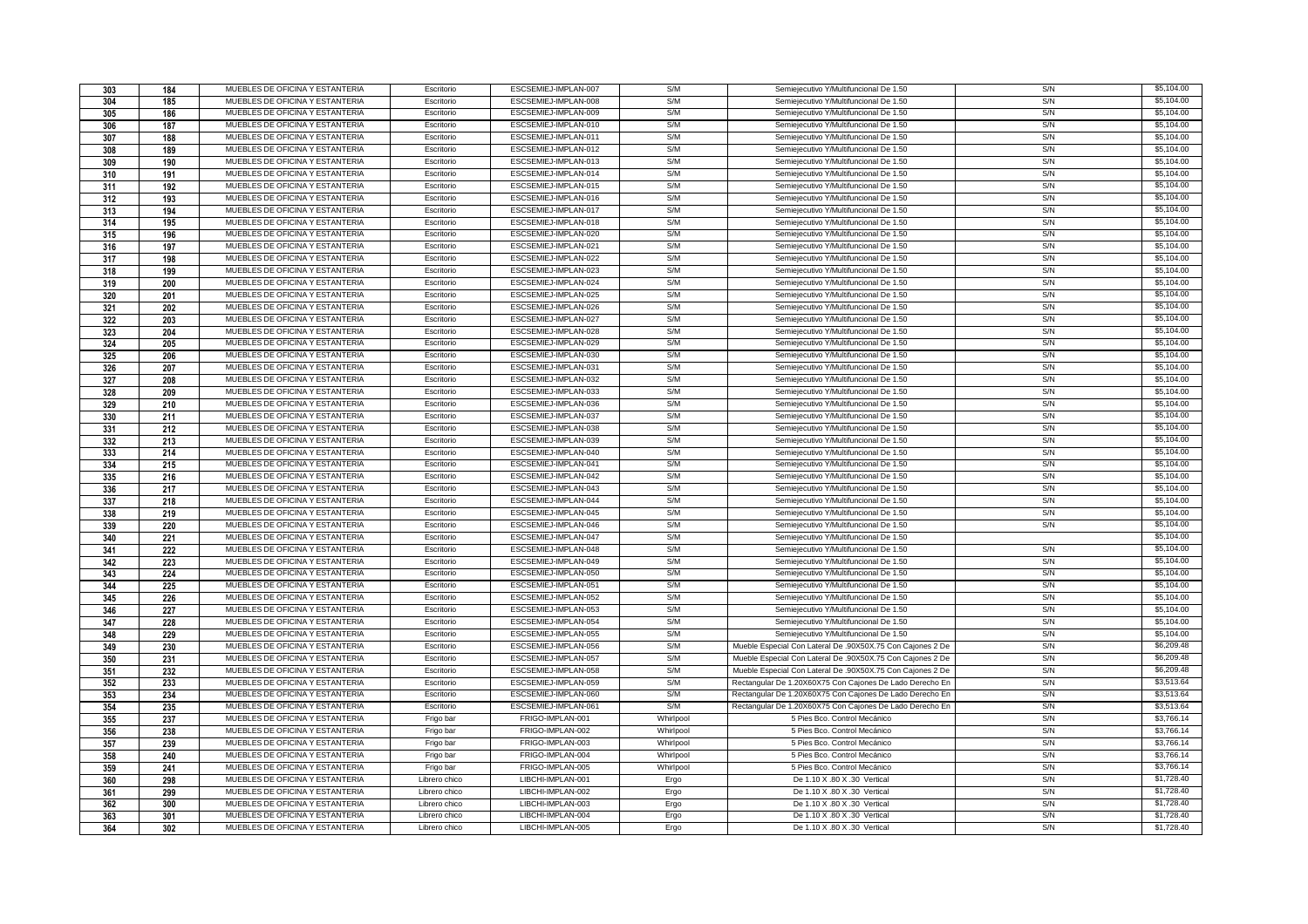| | | | | | | | | |
|---|---|---|---|---|---|---|---|---|
| 303 | 184 | MUEBLES DE OFICINA Y ESTANTERIA | Escritorio | ESCSEMIEJ-IMPLAN-007 | S/M | Semiejecutivo Y/Multifuncional De 1.50 | S/N | $5,104.00 |
| 304 | 185 | MUEBLES DE OFICINA Y ESTANTERIA | Escritorio | ESCSEMIEJ-IMPLAN-008 | S/M | Semiejecutivo Y/Multifuncional De 1.50 | S/N | $5,104.00 |
| 305 | 186 | MUEBLES DE OFICINA Y ESTANTERIA | Escritorio | ESCSEMIEJ-IMPLAN-009 | S/M | Semiejecutivo Y/Multifuncional De 1.50 | S/N | $5,104.00 |
| 306 | 187 | MUEBLES DE OFICINA Y ESTANTERIA | Escritorio | ESCSEMIEJ-IMPLAN-010 | S/M | Semiejecutivo Y/Multifuncional De 1.50 | S/N | $5,104.00 |
| 307 | 188 | MUEBLES DE OFICINA Y ESTANTERIA | Escritorio | ESCSEMIEJ-IMPLAN-011 | S/M | Semiejecutivo Y/Multifuncional De 1.50 | S/N | $5,104.00 |
| 308 | 189 | MUEBLES DE OFICINA Y ESTANTERIA | Escritorio | ESCSEMIEJ-IMPLAN-012 | S/M | Semiejecutivo Y/Multifuncional De 1.50 | S/N | $5,104.00 |
| 309 | 190 | MUEBLES DE OFICINA Y ESTANTERIA | Escritorio | ESCSEMIEJ-IMPLAN-013 | S/M | Semiejecutivo Y/Multifuncional De 1.50 | S/N | $5,104.00 |
| 310 | 191 | MUEBLES DE OFICINA Y ESTANTERIA | Escritorio | ESCSEMIEJ-IMPLAN-014 | S/M | Semiejecutivo Y/Multifuncional De 1.50 | S/N | $5,104.00 |
| 311 | 192 | MUEBLES DE OFICINA Y ESTANTERIA | Escritorio | ESCSEMIEJ-IMPLAN-015 | S/M | Semiejecutivo Y/Multifuncional De 1.50 | S/N | $5,104.00 |
| 312 | 193 | MUEBLES DE OFICINA Y ESTANTERIA | Escritorio | ESCSEMIEJ-IMPLAN-016 | S/M | Semiejecutivo Y/Multifuncional De 1.50 | S/N | $5,104.00 |
| 313 | 194 | MUEBLES DE OFICINA Y ESTANTERIA | Escritorio | ESCSEMIEJ-IMPLAN-017 | S/M | Semiejecutivo Y/Multifuncional De 1.50 | S/N | $5,104.00 |
| 314 | 195 | MUEBLES DE OFICINA Y ESTANTERIA | Escritorio | ESCSEMIEJ-IMPLAN-018 | S/M | Semiejecutivo Y/Multifuncional De 1.50 | S/N | $5,104.00 |
| 315 | 196 | MUEBLES DE OFICINA Y ESTANTERIA | Escritorio | ESCSEMIEJ-IMPLAN-020 | S/M | Semiejecutivo Y/Multifuncional De 1.50 | S/N | $5,104.00 |
| 316 | 197 | MUEBLES DE OFICINA Y ESTANTERIA | Escritorio | ESCSEMIEJ-IMPLAN-021 | S/M | Semiejecutivo Y/Multifuncional De 1.50 | S/N | $5,104.00 |
| 317 | 198 | MUEBLES DE OFICINA Y ESTANTERIA | Escritorio | ESCSEMIEJ-IMPLAN-022 | S/M | Semiejecutivo Y/Multifuncional De 1.50 | S/N | $5,104.00 |
| 318 | 199 | MUEBLES DE OFICINA Y ESTANTERIA | Escritorio | ESCSEMIEJ-IMPLAN-023 | S/M | Semiejecutivo Y/Multifuncional De 1.50 | S/N | $5,104.00 |
| 319 | 200 | MUEBLES DE OFICINA Y ESTANTERIA | Escritorio | ESCSEMIEJ-IMPLAN-024 | S/M | Semiejecutivo Y/Multifuncional De 1.50 | S/N | $5,104.00 |
| 320 | 201 | MUEBLES DE OFICINA Y ESTANTERIA | Escritorio | ESCSEMIEJ-IMPLAN-025 | S/M | Semiejecutivo Y/Multifuncional De 1.50 | S/N | $5,104.00 |
| 321 | 202 | MUEBLES DE OFICINA Y ESTANTERIA | Escritorio | ESCSEMIEJ-IMPLAN-026 | S/M | Semiejecutivo Y/Multifuncional De 1.50 | S/N | $5,104.00 |
| 322 | 203 | MUEBLES DE OFICINA Y ESTANTERIA | Escritorio | ESCSEMIEJ-IMPLAN-027 | S/M | Semiejecutivo Y/Multifuncional De 1.50 | S/N | $5,104.00 |
| 323 | 204 | MUEBLES DE OFICINA Y ESTANTERIA | Escritorio | ESCSEMIEJ-IMPLAN-028 | S/M | Semiejecutivo Y/Multifuncional De 1.50 | S/N | $5,104.00 |
| 324 | 205 | MUEBLES DE OFICINA Y ESTANTERIA | Escritorio | ESCSEMIEJ-IMPLAN-029 | S/M | Semiejecutivo Y/Multifuncional De 1.50 | S/N | $5,104.00 |
| 325 | 206 | MUEBLES DE OFICINA Y ESTANTERIA | Escritorio | ESCSEMIEJ-IMPLAN-030 | S/M | Semiejecutivo Y/Multifuncional De 1.50 | S/N | $5,104.00 |
| 326 | 207 | MUEBLES DE OFICINA Y ESTANTERIA | Escritorio | ESCSEMIEJ-IMPLAN-031 | S/M | Semiejecutivo Y/Multifuncional De 1.50 | S/N | $5,104.00 |
| 327 | 208 | MUEBLES DE OFICINA Y ESTANTERIA | Escritorio | ESCSEMIEJ-IMPLAN-032 | S/M | Semiejecutivo Y/Multifuncional De 1.50 | S/N | $5,104.00 |
| 328 | 209 | MUEBLES DE OFICINA Y ESTANTERIA | Escritorio | ESCSEMIEJ-IMPLAN-033 | S/M | Semiejecutivo Y/Multifuncional De 1.50 | S/N | $5,104.00 |
| 329 | 210 | MUEBLES DE OFICINA Y ESTANTERIA | Escritorio | ESCSEMIEJ-IMPLAN-036 | S/M | Semiejecutivo Y/Multifuncional De 1.50 | S/N | $5,104.00 |
| 330 | 211 | MUEBLES DE OFICINA Y ESTANTERIA | Escritorio | ESCSEMIEJ-IMPLAN-037 | S/M | Semiejecutivo Y/Multifuncional De 1.50 | S/N | $5,104.00 |
| 331 | 212 | MUEBLES DE OFICINA Y ESTANTERIA | Escritorio | ESCSEMIEJ-IMPLAN-038 | S/M | Semiejecutivo Y/Multifuncional De 1.50 | S/N | $5,104.00 |
| 332 | 213 | MUEBLES DE OFICINA Y ESTANTERIA | Escritorio | ESCSEMIEJ-IMPLAN-039 | S/M | Semiejecutivo Y/Multifuncional De 1.50 | S/N | $5,104.00 |
| 333 | 214 | MUEBLES DE OFICINA Y ESTANTERIA | Escritorio | ESCSEMIEJ-IMPLAN-040 | S/M | Semiejecutivo Y/Multifuncional De 1.50 | S/N | $5,104.00 |
| 334 | 215 | MUEBLES DE OFICINA Y ESTANTERIA | Escritorio | ESCSEMIEJ-IMPLAN-041 | S/M | Semiejecutivo Y/Multifuncional De 1.50 | S/N | $5,104.00 |
| 335 | 216 | MUEBLES DE OFICINA Y ESTANTERIA | Escritorio | ESCSEMIEJ-IMPLAN-042 | S/M | Semiejecutivo Y/Multifuncional De 1.50 | S/N | $5,104.00 |
| 336 | 217 | MUEBLES DE OFICINA Y ESTANTERIA | Escritorio | ESCSEMIEJ-IMPLAN-043 | S/M | Semiejecutivo Y/Multifuncional De 1.50 | S/N | $5,104.00 |
| 337 | 218 | MUEBLES DE OFICINA Y ESTANTERIA | Escritorio | ESCSEMIEJ-IMPLAN-044 | S/M | Semiejecutivo Y/Multifuncional De 1.50 | S/N | $5,104.00 |
| 338 | 219 | MUEBLES DE OFICINA Y ESTANTERIA | Escritorio | ESCSEMIEJ-IMPLAN-045 | S/M | Semiejecutivo Y/Multifuncional De 1.50 | S/N | $5,104.00 |
| 339 | 220 | MUEBLES DE OFICINA Y ESTANTERIA | Escritorio | ESCSEMIEJ-IMPLAN-046 | S/M | Semiejecutivo Y/Multifuncional De 1.50 | S/N | $5,104.00 |
| 340 | 221 | MUEBLES DE OFICINA Y ESTANTERIA | Escritorio | ESCSEMIEJ-IMPLAN-047 | S/M | Semiejecutivo Y/Multifuncional De 1.50 | | $5,104.00 |
| 341 | 222 | MUEBLES DE OFICINA Y ESTANTERIA | Escritorio | ESCSEMIEJ-IMPLAN-048 | S/M | Semiejecutivo Y/Multifuncional De 1.50 | S/N | $5,104.00 |
| 342 | 223 | MUEBLES DE OFICINA Y ESTANTERIA | Escritorio | ESCSEMIEJ-IMPLAN-049 | S/M | Semiejecutivo Y/Multifuncional De 1.50 | S/N | $5,104.00 |
| 343 | 224 | MUEBLES DE OFICINA Y ESTANTERIA | Escritorio | ESCSEMIEJ-IMPLAN-050 | S/M | Semiejecutivo Y/Multifuncional De 1.50 | S/N | $5,104.00 |
| 344 | 225 | MUEBLES DE OFICINA Y ESTANTERIA | Escritorio | ESCSEMIEJ-IMPLAN-051 | S/M | Semiejecutivo Y/Multifuncional De 1.50 | S/N | $5,104.00 |
| 345 | 226 | MUEBLES DE OFICINA Y ESTANTERIA | Escritorio | ESCSEMIEJ-IMPLAN-052 | S/M | Semiejecutivo Y/Multifuncional De 1.50 | S/N | $5,104.00 |
| 346 | 227 | MUEBLES DE OFICINA Y ESTANTERIA | Escritorio | ESCSEMIEJ-IMPLAN-053 | S/M | Semiejecutivo Y/Multifuncional De 1.50 | S/N | $5,104.00 |
| 347 | 228 | MUEBLES DE OFICINA Y ESTANTERIA | Escritorio | ESCSEMIEJ-IMPLAN-054 | S/M | Semiejecutivo Y/Multifuncional De 1.50 | S/N | $5,104.00 |
| 348 | 229 | MUEBLES DE OFICINA Y ESTANTERIA | Escritorio | ESCSEMIEJ-IMPLAN-055 | S/M | Semiejecutivo Y/Multifuncional De 1.50 | S/N | $5,104.00 |
| 349 | 230 | MUEBLES DE OFICINA Y ESTANTERIA | Escritorio | ESCSEMIEJ-IMPLAN-056 | S/M | Mueble Especial Con Lateral De .90X50X.75 Con Cajones 2 De | S/N | $6,209.48 |
| 350 | 231 | MUEBLES DE OFICINA Y ESTANTERIA | Escritorio | ESCSEMIEJ-IMPLAN-057 | S/M | Mueble Especial Con Lateral De .90X50X.75 Con Cajones 2 De | S/N | $6,209.48 |
| 351 | 232 | MUEBLES DE OFICINA Y ESTANTERIA | Escritorio | ESCSEMIEJ-IMPLAN-058 | S/M | Mueble Especial Con Lateral De .90X50X.75 Con Cajones 2 De | S/N | $6,209.48 |
| 352 | 233 | MUEBLES DE OFICINA Y ESTANTERIA | Escritorio | ESCSEMIEJ-IMPLAN-059 | S/M | Rectangular De 1.20X60X75 Con Cajones De Lado Derecho En | S/N | $3,513.64 |
| 353 | 234 | MUEBLES DE OFICINA Y ESTANTERIA | Escritorio | ESCSEMIEJ-IMPLAN-060 | S/M | Rectangular De 1.20X60X75 Con Cajones De Lado Derecho En | S/N | $3,513.64 |
| 354 | 235 | MUEBLES DE OFICINA Y ESTANTERIA | Escritorio | ESCSEMIEJ-IMPLAN-061 | S/M | Rectangular De 1.20X60X75 Con Cajones De Lado Derecho En | S/N | $3,513.64 |
| 355 | 237 | MUEBLES DE OFICINA Y ESTANTERIA | Frigo bar | FRIGO-IMPLAN-001 | Whirlpool | 5 Pies Bco. Control Mecánico | S/N | $3,766.14 |
| 356 | 238 | MUEBLES DE OFICINA Y ESTANTERIA | Frigo bar | FRIGO-IMPLAN-002 | Whirlpool | 5 Pies Bco. Control Mecánico | S/N | $3,766.14 |
| 357 | 239 | MUEBLES DE OFICINA Y ESTANTERIA | Frigo bar | FRIGO-IMPLAN-003 | Whirlpool | 5 Pies Bco. Control Mecánico | S/N | $3,766.14 |
| 358 | 240 | MUEBLES DE OFICINA Y ESTANTERIA | Frigo bar | FRIGO-IMPLAN-004 | Whirlpool | 5 Pies Bco. Control Mecánico | S/N | $3,766.14 |
| 359 | 241 | MUEBLES DE OFICINA Y ESTANTERIA | Frigo bar | FRIGO-IMPLAN-005 | Whirlpool | 5 Pies Bco. Control Mecánico | S/N | $3,766.14 |
| 360 | 298 | MUEBLES DE OFICINA Y ESTANTERIA | Librero chico | LIBCHI-IMPLAN-001 | Ergo | De 1.10 X .80 X .30 Vertical | S/N | $1,728.40 |
| 361 | 299 | MUEBLES DE OFICINA Y ESTANTERIA | Librero chico | LIBCHI-IMPLAN-002 | Ergo | De 1.10 X .80 X .30 Vertical | S/N | $1,728.40 |
| 362 | 300 | MUEBLES DE OFICINA Y ESTANTERIA | Librero chico | LIBCHI-IMPLAN-003 | Ergo | De 1.10 X .80 X .30 Vertical | S/N | $1,728.40 |
| 363 | 301 | MUEBLES DE OFICINA Y ESTANTERIA | Librero chico | LIBCHI-IMPLAN-004 | Ergo | De 1.10 X .80 X .30 Vertical | S/N | $1,728.40 |
| 364 | 302 | MUEBLES DE OFICINA Y ESTANTERIA | Librero chico | LIBCHI-IMPLAN-005 | Ergo | De 1.10 X .80 X .30 Vertical | S/N | $1,728.40 |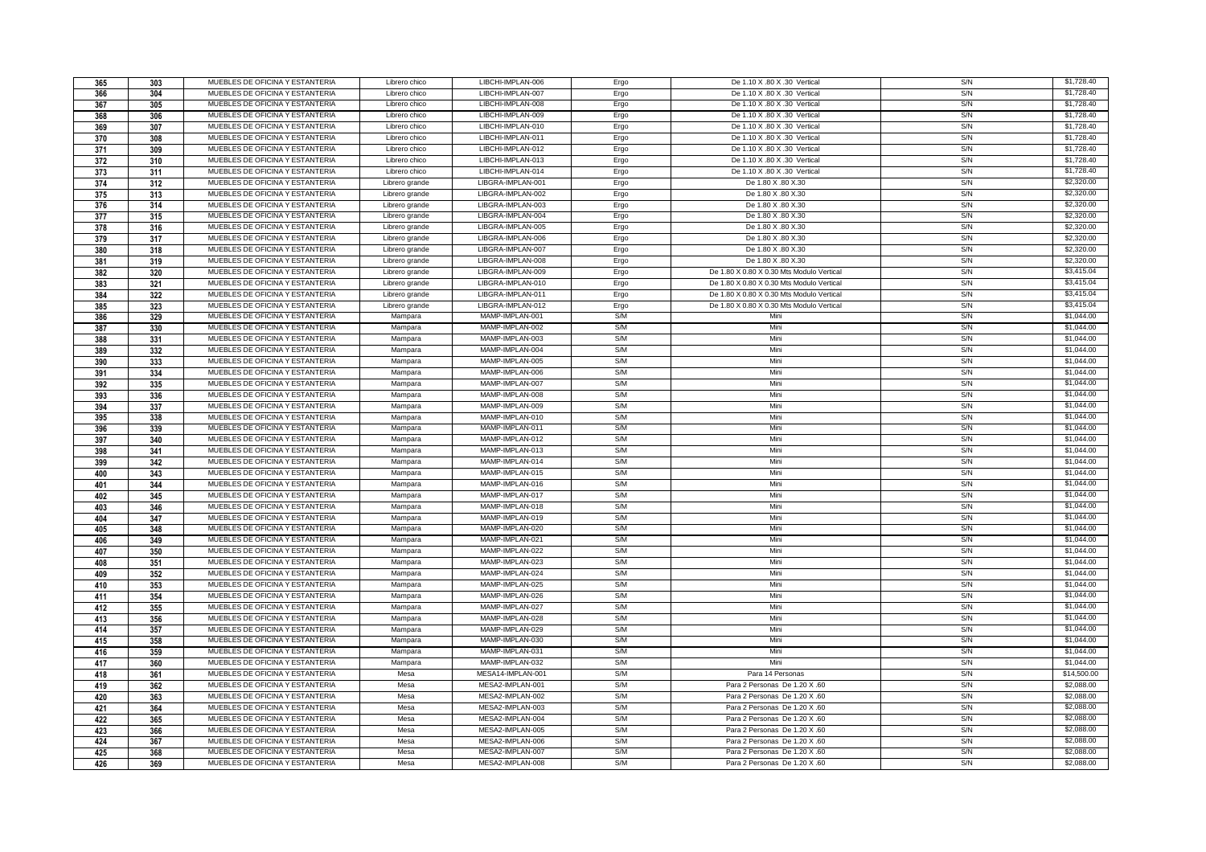| 365 | 303 | MUEBLES DE OFICINA Y ESTANTERIA | Librero chico | LIBCHI-IMPLAN-006 | Ergo | De 1.10 X .80 X .30 Vertical | S/N | $1,728.40 |
|---|---|---|---|---|---|---|---|---|
| 366 | 304 | MUEBLES DE OFICINA Y ESTANTERIA | Librero chico | LIBCHI-IMPLAN-007 | Ergo | De 1.10 X .80 X .30 Vertical | S/N | $1,728.40 |
| 367 | 305 | MUEBLES DE OFICINA Y ESTANTERIA | Librero chico | LIBCHI-IMPLAN-008 | Ergo | De 1.10 X .80 X .30 Vertical | S/N | $1,728.40 |
| 368 | 306 | MUEBLES DE OFICINA Y ESTANTERIA | Librero chico | LIBCHI-IMPLAN-009 | Ergo | De 1.10 X .80 X .30 Vertical | S/N | $1,728.40 |
| 369 | 307 | MUEBLES DE OFICINA Y ESTANTERIA | Librero chico | LIBCHI-IMPLAN-010 | Ergo | De 1.10 X .80 X .30 Vertical | S/N | $1,728.40 |
| 370 | 308 | MUEBLES DE OFICINA Y ESTANTERIA | Librero chico | LIBCHI-IMPLAN-011 | Ergo | De 1.10 X .80 X .30 Vertical | S/N | $1,728.40 |
| 371 | 309 | MUEBLES DE OFICINA Y ESTANTERIA | Librero chico | LIBCHI-IMPLAN-012 | Ergo | De 1.10 X .80 X .30 Vertical | S/N | $1,728.40 |
| 372 | 310 | MUEBLES DE OFICINA Y ESTANTERIA | Librero chico | LIBCHI-IMPLAN-013 | Ergo | De 1.10 X .80 X .30 Vertical | S/N | $1,728.40 |
| 373 | 311 | MUEBLES DE OFICINA Y ESTANTERIA | Librero chico | LIBCHI-IMPLAN-014 | Ergo | De 1.10 X .80 X .30 Vertical | S/N | $1,728.40 |
| 374 | 312 | MUEBLES DE OFICINA Y ESTANTERIA | Librero grande | LIBGRA-IMPLAN-001 | Ergo | De 1.80 X .80 X.30 | S/N | $2,320.00 |
| 375 | 313 | MUEBLES DE OFICINA Y ESTANTERIA | Librero grande | LIBGRA-IMPLAN-002 | Ergo | De 1.80 X .80 X.30 | S/N | $2,320.00 |
| 376 | 314 | MUEBLES DE OFICINA Y ESTANTERIA | Librero grande | LIBGRA-IMPLAN-003 | Ergo | De 1.80 X .80 X.30 | S/N | $2,320.00 |
| 377 | 315 | MUEBLES DE OFICINA Y ESTANTERIA | Librero grande | LIBGRA-IMPLAN-004 | Ergo | De 1.80 X .80 X.30 | S/N | $2,320.00 |
| 378 | 316 | MUEBLES DE OFICINA Y ESTANTERIA | Librero grande | LIBGRA-IMPLAN-005 | Ergo | De 1.80 X .80 X.30 | S/N | $2,320.00 |
| 379 | 317 | MUEBLES DE OFICINA Y ESTANTERIA | Librero grande | LIBGRA-IMPLAN-006 | Ergo | De 1.80 X .80 X.30 | S/N | $2,320.00 |
| 380 | 318 | MUEBLES DE OFICINA Y ESTANTERIA | Librero grande | LIBGRA-IMPLAN-007 | Ergo | De 1.80 X .80 X.30 | S/N | $2,320.00 |
| 381 | 319 | MUEBLES DE OFICINA Y ESTANTERIA | Librero grande | LIBGRA-IMPLAN-008 | Ergo | De 1.80 X .80 X.30 | S/N | $2,320.00 |
| 382 | 320 | MUEBLES DE OFICINA Y ESTANTERIA | Librero grande | LIBGRA-IMPLAN-009 | Ergo | De 1.80 X 0.80 X 0.30 Mts Modulo Vertical | S/N | $3,415.04 |
| 383 | 321 | MUEBLES DE OFICINA Y ESTANTERIA | Librero grande | LIBGRA-IMPLAN-010 | Ergo | De 1.80 X 0.80 X 0.30 Mts Modulo Vertical | S/N | $3,415.04 |
| 384 | 322 | MUEBLES DE OFICINA Y ESTANTERIA | Librero grande | LIBGRA-IMPLAN-011 | Ergo | De 1.80 X 0.80 X 0.30 Mts Modulo Vertical | S/N | $3,415.04 |
| 385 | 323 | MUEBLES DE OFICINA Y ESTANTERIA | Librero grande | LIBGRA-IMPLAN-012 | Ergo | De 1.80 X 0.80 X 0.30 Mts Modulo Vertical | S/N | $3,415.04 |
| 386 | 329 | MUEBLES DE OFICINA Y ESTANTERIA | Mampara | MAMP-IMPLAN-001 | S/M | Mini | S/N | $1,044.00 |
| 387 | 330 | MUEBLES DE OFICINA Y ESTANTERIA | Mampara | MAMP-IMPLAN-002 | S/M | Mini | S/N | $1,044.00 |
| 388 | 331 | MUEBLES DE OFICINA Y ESTANTERIA | Mampara | MAMP-IMPLAN-003 | S/M | Mini | S/N | $1,044.00 |
| 389 | 332 | MUEBLES DE OFICINA Y ESTANTERIA | Mampara | MAMP-IMPLAN-004 | S/M | Mini | S/N | $1,044.00 |
| 390 | 333 | MUEBLES DE OFICINA Y ESTANTERIA | Mampara | MAMP-IMPLAN-005 | S/M | Mini | S/N | $1,044.00 |
| 391 | 334 | MUEBLES DE OFICINA Y ESTANTERIA | Mampara | MAMP-IMPLAN-006 | S/M | Mini | S/N | $1,044.00 |
| 392 | 335 | MUEBLES DE OFICINA Y ESTANTERIA | Mampara | MAMP-IMPLAN-007 | S/M | Mini | S/N | $1,044.00 |
| 393 | 336 | MUEBLES DE OFICINA Y ESTANTERIA | Mampara | MAMP-IMPLAN-008 | S/M | Mini | S/N | $1,044.00 |
| 394 | 337 | MUEBLES DE OFICINA Y ESTANTERIA | Mampara | MAMP-IMPLAN-009 | S/M | Mini | S/N | $1,044.00 |
| 395 | 338 | MUEBLES DE OFICINA Y ESTANTERIA | Mampara | MAMP-IMPLAN-010 | S/M | Mini | S/N | $1,044.00 |
| 396 | 339 | MUEBLES DE OFICINA Y ESTANTERIA | Mampara | MAMP-IMPLAN-011 | S/M | Mini | S/N | $1,044.00 |
| 397 | 340 | MUEBLES DE OFICINA Y ESTANTERIA | Mampara | MAMP-IMPLAN-012 | S/M | Mini | S/N | $1,044.00 |
| 398 | 341 | MUEBLES DE OFICINA Y ESTANTERIA | Mampara | MAMP-IMPLAN-013 | S/M | Mini | S/N | $1,044.00 |
| 399 | 342 | MUEBLES DE OFICINA Y ESTANTERIA | Mampara | MAMP-IMPLAN-014 | S/M | Mini | S/N | $1,044.00 |
| 400 | 343 | MUEBLES DE OFICINA Y ESTANTERIA | Mampara | MAMP-IMPLAN-015 | S/M | Mini | S/N | $1,044.00 |
| 401 | 344 | MUEBLES DE OFICINA Y ESTANTERIA | Mampara | MAMP-IMPLAN-016 | S/M | Mini | S/N | $1,044.00 |
| 402 | 345 | MUEBLES DE OFICINA Y ESTANTERIA | Mampara | MAMP-IMPLAN-017 | S/M | Mini | S/N | $1,044.00 |
| 403 | 346 | MUEBLES DE OFICINA Y ESTANTERIA | Mampara | MAMP-IMPLAN-018 | S/M | Mini | S/N | $1,044.00 |
| 404 | 347 | MUEBLES DE OFICINA Y ESTANTERIA | Mampara | MAMP-IMPLAN-019 | S/M | Mini | S/N | $1,044.00 |
| 405 | 348 | MUEBLES DE OFICINA Y ESTANTERIA | Mampara | MAMP-IMPLAN-020 | S/M | Mini | S/N | $1,044.00 |
| 406 | 349 | MUEBLES DE OFICINA Y ESTANTERIA | Mampara | MAMP-IMPLAN-021 | S/M | Mini | S/N | $1,044.00 |
| 407 | 350 | MUEBLES DE OFICINA Y ESTANTERIA | Mampara | MAMP-IMPLAN-022 | S/M | Mini | S/N | $1,044.00 |
| 408 | 351 | MUEBLES DE OFICINA Y ESTANTERIA | Mampara | MAMP-IMPLAN-023 | S/M | Mini | S/N | $1,044.00 |
| 409 | 352 | MUEBLES DE OFICINA Y ESTANTERIA | Mampara | MAMP-IMPLAN-024 | S/M | Mini | S/N | $1,044.00 |
| 410 | 353 | MUEBLES DE OFICINA Y ESTANTERIA | Mampara | MAMP-IMPLAN-025 | S/M | Mini | S/N | $1,044.00 |
| 411 | 354 | MUEBLES DE OFICINA Y ESTANTERIA | Mampara | MAMP-IMPLAN-026 | S/M | Mini | S/N | $1,044.00 |
| 412 | 355 | MUEBLES DE OFICINA Y ESTANTERIA | Mampara | MAMP-IMPLAN-027 | S/M | Mini | S/N | $1,044.00 |
| 413 | 356 | MUEBLES DE OFICINA Y ESTANTERIA | Mampara | MAMP-IMPLAN-028 | S/M | Mini | S/N | $1,044.00 |
| 414 | 357 | MUEBLES DE OFICINA Y ESTANTERIA | Mampara | MAMP-IMPLAN-029 | S/M | Mini | S/N | $1,044.00 |
| 415 | 358 | MUEBLES DE OFICINA Y ESTANTERIA | Mampara | MAMP-IMPLAN-030 | S/M | Mini | S/N | $1,044.00 |
| 416 | 359 | MUEBLES DE OFICINA Y ESTANTERIA | Mampara | MAMP-IMPLAN-031 | S/M | Mini | S/N | $1,044.00 |
| 417 | 360 | MUEBLES DE OFICINA Y ESTANTERIA | Mampara | MAMP-IMPLAN-032 | S/M | Mini | S/N | $1,044.00 |
| 418 | 361 | MUEBLES DE OFICINA Y ESTANTERIA | Mesa | MESA14-IMPLAN-001 | S/M | Para 14 Personas | S/N | $14,500.00 |
| 419 | 362 | MUEBLES DE OFICINA Y ESTANTERIA | Mesa | MESA2-IMPLAN-001 | S/M | Para 2 Personas De 1.20 X .60 | S/N | $2,088.00 |
| 420 | 363 | MUEBLES DE OFICINA Y ESTANTERIA | Mesa | MESA2-IMPLAN-002 | S/M | Para 2 Personas De 1.20 X .60 | S/N | $2,088.00 |
| 421 | 364 | MUEBLES DE OFICINA Y ESTANTERIA | Mesa | MESA2-IMPLAN-003 | S/M | Para 2 Personas De 1.20 X .60 | S/N | $2,088.00 |
| 422 | 365 | MUEBLES DE OFICINA Y ESTANTERIA | Mesa | MESA2-IMPLAN-004 | S/M | Para 2 Personas De 1.20 X .60 | S/N | $2,088.00 |
| 423 | 366 | MUEBLES DE OFICINA Y ESTANTERIA | Mesa | MESA2-IMPLAN-005 | S/M | Para 2 Personas De 1.20 X .60 | S/N | $2,088.00 |
| 424 | 367 | MUEBLES DE OFICINA Y ESTANTERIA | Mesa | MESA2-IMPLAN-006 | S/M | Para 2 Personas De 1.20 X .60 | S/N | $2,088.00 |
| 425 | 368 | MUEBLES DE OFICINA Y ESTANTERIA | Mesa | MESA2-IMPLAN-007 | S/M | Para 2 Personas De 1.20 X .60 | S/N | $2,088.00 |
| 426 | 369 | MUEBLES DE OFICINA Y ESTANTERIA | Mesa | MESA2-IMPLAN-008 | S/M | Para 2 Personas De 1.20 X .60 | S/N | $2,088.00 |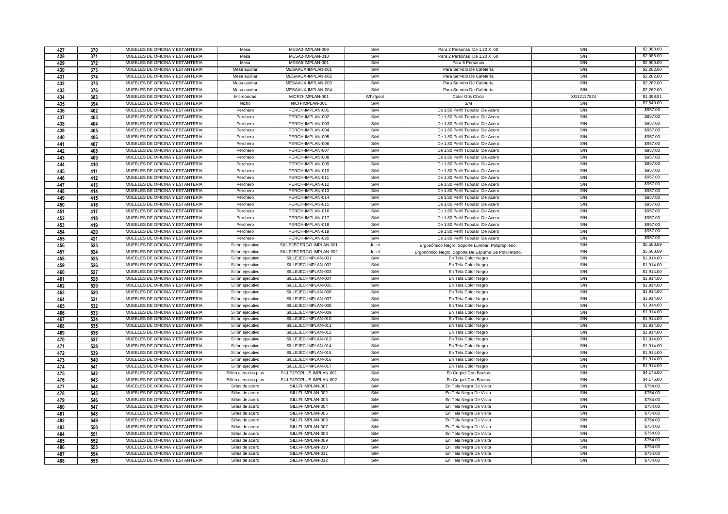| | | | | | | | | |
|---|---|---|---|---|---|---|---|---|
| 427 | 370 | MUEBLES DE OFICINA Y ESTANTERIA | Mesa | MESA2-IMPLAN-009 | S/M | Para 2 Personas De 1.20 X .60 | S/N | $2,088.00 |
| 428 | 371 | MUEBLES DE OFICINA Y ESTANTERIA | Mesa | MESA2-IMPLAN-010 | S/M | Para 2 Personas De 1.20 X .60 | S/N | $2,088.00 |
| 429 | 372 | MUEBLES DE OFICINA Y ESTANTERIA | Mesa | MESA6-IMPLAN-001 | S/M | Para 6 Personas | S/N | $2,900.00 |
| 430 | 373 | MUEBLES DE OFICINA Y ESTANTERIA | Mesa auxiliar | MESAAUX-IMPLAN-001 | S/M | Para Servicio De Cafetería | S/N | $2,262.00 |
| 431 | 374 | MUEBLES DE OFICINA Y ESTANTERIA | Mesa auxiliar | MESAAUX-IMPLAN-002 | S/M | Para Servicio De Cafetería | S/N | $2,262.00 |
| 432 | 375 | MUEBLES DE OFICINA Y ESTANTERIA | Mesa auxiliar | MESAAUX-IMPLAN-003 | S/M | Para Servicio De Cafetería | S/N | $2,262.00 |
| 433 | 376 | MUEBLES DE OFICINA Y ESTANTERIA | Mesa auxiliar | MESAAUX-IMPLAN-004 | S/M | Para Servicio De Cafetería | S/N | $2,262.00 |
| 434 | 383 | MUEBLES DE OFICINA Y ESTANTERIA | Microondas | MICRO-IMPLAN-001 | Whirlpool | Color Gris Chico | XG12137824 | $1,398.91 |
| 435 | 394 | MUEBLES DE OFICINA Y ESTANTERIA | Nicho | NICH-IMPLAN-001 | S/M | S/M | S/N | $7,540.00 |
| 436 | 402 | MUEBLES DE OFICINA Y ESTANTERIA | Perchero | PERCH-IMPLAN-001 | S/M | De 1.80 Perfil Tubular De Acero | S/N | $957.00 |
| 437 | 403 | MUEBLES DE OFICINA Y ESTANTERIA | Perchero | PERCH-IMPLAN-002 | S/M | De 1.80 Perfil Tubular De Acero | S/N | $957.00 |
| 438 | 404 | MUEBLES DE OFICINA Y ESTANTERIA | Perchero | PERCH-IMPLAN-003 | S/M | De 1.80 Perfil Tubular De Acero | S/N | $957.00 |
| 439 | 405 | MUEBLES DE OFICINA Y ESTANTERIA | Perchero | PERCH-IMPLAN-004 | S/M | De 1.80 Perfil Tubular De Acero | S/N | $957.00 |
| 440 | 406 | MUEBLES DE OFICINA Y ESTANTERIA | Perchero | PERCH-IMPLAN-005 | S/M | De 1.80 Perfil Tubular De Acero | S/N | $957.00 |
| 441 | 407 | MUEBLES DE OFICINA Y ESTANTERIA | Perchero | PERCH-IMPLAN-006 | S/M | De 1.80 Perfil Tubular De Acero | S/N | $957.00 |
| 442 | 408 | MUEBLES DE OFICINA Y ESTANTERIA | Perchero | PERCH-IMPLAN-007 | S/M | De 1.80 Perfil Tubular De Acero | S/N | $957.00 |
| 443 | 409 | MUEBLES DE OFICINA Y ESTANTERIA | Perchero | PERCH-IMPLAN-008 | S/M | De 1.80 Perfil Tubular De Acero | S/N | $957.00 |
| 444 | 410 | MUEBLES DE OFICINA Y ESTANTERIA | Perchero | PERCH-IMPLAN-009 | S/M | De 1.80 Perfil Tubular De Acero | S/N | $957.00 |
| 445 | 411 | MUEBLES DE OFICINA Y ESTANTERIA | Perchero | PERCH-IMPLAN-010 | S/M | De 1.80 Perfil Tubular De Acero | S/N | $957.00 |
| 446 | 412 | MUEBLES DE OFICINA Y ESTANTERIA | Perchero | PERCH-IMPLAN-011 | S/M | De 1.80 Perfil Tubular De Acero | S/N | $957.00 |
| 447 | 413 | MUEBLES DE OFICINA Y ESTANTERIA | Perchero | PERCH-IMPLAN-012 | S/M | De 1.80 Perfil Tubular De Acero | S/N | $957.00 |
| 448 | 414 | MUEBLES DE OFICINA Y ESTANTERIA | Perchero | PERCH-IMPLAN-013 | S/M | De 1.80 Perfil Tubular De Acero | S/N | $957.00 |
| 449 | 415 | MUEBLES DE OFICINA Y ESTANTERIA | Perchero | PERCH-IMPLAN-014 | S/M | De 1.80 Perfil Tubular De Acero | S/N | $957.00 |
| 450 | 416 | MUEBLES DE OFICINA Y ESTANTERIA | Perchero | PERCH-IMPLAN-015 | S/M | De 1.80 Perfil Tubular De Acero | S/N | $957.00 |
| 451 | 417 | MUEBLES DE OFICINA Y ESTANTERIA | Perchero | PERCH-IMPLAN-016 | S/M | De 1.80 Perfil Tubular De Acero | S/N | $957.00 |
| 452 | 418 | MUEBLES DE OFICINA Y ESTANTERIA | Perchero | PERCH-IMPLAN-017 | S/M | De 1.80 Perfil Tubular De Acero | S/N | $957.00 |
| 453 | 419 | MUEBLES DE OFICINA Y ESTANTERIA | Perchero | PERCH-IMPLAN-018 | S/M | De 1.80 Perfil Tubular De Acero | S/N | $957.00 |
| 454 | 420 | MUEBLES DE OFICINA Y ESTANTERIA | Perchero | PERCH-IMPLAN-019 | S/M | De 1.80 Perfil Tubular De Acero | S/N | $957.00 |
| 455 | 421 | MUEBLES DE OFICINA Y ESTANTERIA | Perchero | PERCH-IMPLAN-020 | S/M | De 1.80 Perfil Tubular De Acero | S/N | $957.00 |
| 456 | 523 | MUEBLES DE OFICINA Y ESTANTERIA | Sillón ejecutivo | SILLEJECERGO-IMPLAN-001 | Juliet | Ergonómico Negro, Soporte Lumbar, Polipropileno. | S/N | $5,568.09 |
| 457 | 524 | MUEBLES DE OFICINA Y ESTANTERIA | Sillón ejecutivo | SILLEJECERGO-IMPLAN-002 | Juliet | Ergonómico Negro, Soporte De Espuma De Poliuretano. | S/N | $5,568.09 |
| 458 | 525 | MUEBLES DE OFICINA Y ESTANTERIA | Sillón ejecutivo | SILLEJEC-IMPLAN-001 | S/M | En Tela Color Negro | S/N | $1,914.00 |
| 459 | 526 | MUEBLES DE OFICINA Y ESTANTERIA | Sillón ejecutivo | SILLEJEC-IMPLAN-002 | S/M | En Tela Color Negro | S/N | $1,914.00 |
| 460 | 527 | MUEBLES DE OFICINA Y ESTANTERIA | Sillón ejecutivo | SILLEJEC-IMPLAN-003 | S/M | En Tela Color Negro | S/N | $1,914.00 |
| 461 | 528 | MUEBLES DE OFICINA Y ESTANTERIA | Sillón ejecutivo | SILLEJEC-IMPLAN-004 | S/M | En Tela Color Negro | S/N | $1,914.00 |
| 462 | 529 | MUEBLES DE OFICINA Y ESTANTERIA | Sillón ejecutivo | SILLEJEC-IMPLAN-005 | S/M | En Tela Color Negro | S/N | $1,914.00 |
| 463 | 530 | MUEBLES DE OFICINA Y ESTANTERIA | Sillón ejecutivo | SILLEJEC-IMPLAN-006 | S/M | En Tela Color Negro | S/N | $1,914.00 |
| 464 | 531 | MUEBLES DE OFICINA Y ESTANTERIA | Sillón ejecutivo | SILLEJEC-IMPLAN-007 | S/M | En Tela Color Negro | S/N | $1,914.00 |
| 465 | 532 | MUEBLES DE OFICINA Y ESTANTERIA | Sillón ejecutivo | SILLEJEC-IMPLAN-008 | S/M | En Tela Color Negro | S/N | $1,914.00 |
| 466 | 533 | MUEBLES DE OFICINA Y ESTANTERIA | Sillón ejecutivo | SILLEJEC-IMPLAN-009 | S/M | En Tela Color Negro | S/N | $1,914.00 |
| 467 | 534 | MUEBLES DE OFICINA Y ESTANTERIA | Sillón ejecutivo | SILLEJEC-IMPLAN-010 | S/M | En Tela Color Negro | S/N | $1,914.00 |
| 468 | 535 | MUEBLES DE OFICINA Y ESTANTERIA | Sillón ejecutivo | SILLEJEC-IMPLAN-011 | S/M | En Tela Color Negro | S/N | $1,914.00 |
| 469 | 536 | MUEBLES DE OFICINA Y ESTANTERIA | Sillón ejecutivo | SILLEJEC-IMPLAN-012 | S/M | En Tela Color Negro | S/N | $1,914.00 |
| 470 | 537 | MUEBLES DE OFICINA Y ESTANTERIA | Sillón ejecutivo | SILLEJEC-IMPLAN-013 | S/M | En Tela Color Negro | S/N | $1,914.00 |
| 471 | 538 | MUEBLES DE OFICINA Y ESTANTERIA | Sillón ejecutivo | SILLEJEC-IMPLAN-014 | S/M | En Tela Color Negro | S/N | $1,914.00 |
| 472 | 539 | MUEBLES DE OFICINA Y ESTANTERIA | Sillón ejecutivo | SILLEJEC-IMPLAN-015 | S/M | En Tela Color Negro | S/N | $1,914.00 |
| 473 | 540 | MUEBLES DE OFICINA Y ESTANTERIA | Sillón ejecutivo | SILLEJEC-IMPLAN-016 | S/M | En Tela Color Negro | S/N | $1,914.00 |
| 474 | 541 | MUEBLES DE OFICINA Y ESTANTERIA | Sillón ejecutivo | SILLEJEC-IMPLAN-017 | S/M | En Tela Color Negro | S/N | $1,914.00 |
| 475 | 542 | MUEBLES DE OFICINA Y ESTANTERIA | Sillón ejecutivo plus | SILLEJECPLUS-IMPLAN-001 | S/M | En Curpiel Con Brazos | S/N | $4,176.00 |
| 476 | 543 | MUEBLES DE OFICINA Y ESTANTERIA | Sillón ejecutivo plus | SILLEJECPLUS-IMPLAN-002 | S/M | En Curpiel Con Brazos | S/N | $4,176.00 |
| 477 | 544 | MUEBLES DE OFICINA Y ESTANTERIA | Sillas de acero | SILLFI-IMPLAN-001 | S/M | En Tela Negra De Visita | S/N | $754.00 |
| 478 | 545 | MUEBLES DE OFICINA Y ESTANTERIA | Sillas de acero | SILLFI-IMPLAN-002 | S/M | En Tela Negra De Visita | S/N | $754.00 |
| 479 | 546 | MUEBLES DE OFICINA Y ESTANTERIA | Sillas de acero | SILLFI-IMPLAN-003 | S/M | En Tela Negra De Visita | S/N | $754.00 |
| 480 | 547 | MUEBLES DE OFICINA Y ESTANTERIA | Sillas de acero | SILLFI-IMPLAN-004 | S/M | En Tela Negra De Visita | S/N | $754.00 |
| 481 | 548 | MUEBLES DE OFICINA Y ESTANTERIA | Sillas de acero | SILLFI-IMPLAN-005 | S/M | En Tela Negra De Visita | S/N | $754.00 |
| 482 | 549 | MUEBLES DE OFICINA Y ESTANTERIA | Sillas de acero | SILLFI-IMPLAN-006 | S/M | En Tela Negra De Visita | S/N | $754.00 |
| 483 | 550 | MUEBLES DE OFICINA Y ESTANTERIA | Sillas de acero | SILLFI-IMPLAN-007 | S/M | En Tela Negra De Visita | S/N | $754.00 |
| 484 | 551 | MUEBLES DE OFICINA Y ESTANTERIA | Sillas de acero | SILLFI-IMPLAN-008 | S/M | En Tela Negra De Visita | S/N | $754.00 |
| 485 | 552 | MUEBLES DE OFICINA Y ESTANTERIA | Sillas de acero | SILLFI-IMPLAN-009 | S/M | En Tela Negra De Visita | S/N | $754.00 |
| 486 | 553 | MUEBLES DE OFICINA Y ESTANTERIA | Sillas de acero | SILLFI-IMPLAN-010 | S/M | En Tela Negra De Visita | S/N | $754.00 |
| 487 | 554 | MUEBLES DE OFICINA Y ESTANTERIA | Sillas de acero | SILLFI-IMPLAN-011 | S/M | En Tela Negra De Visita | S/N | $754.00 |
| 488 | 555 | MUEBLES DE OFICINA Y ESTANTERIA | Sillas de acero | SILLFI-IMPLAN-012 | S/M | En Tela Negra De Visita | S/N | $754.00 |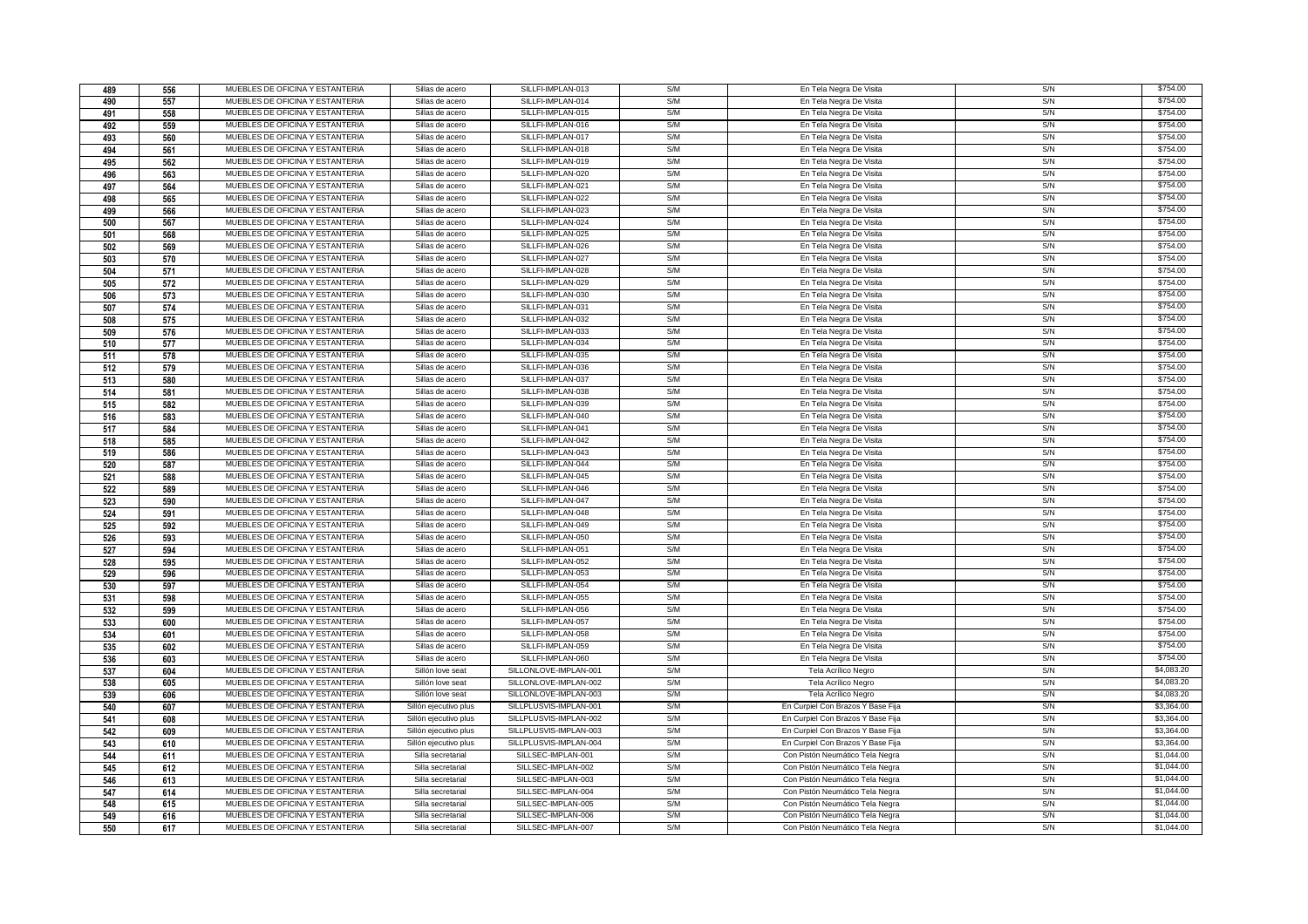| | | | | | | | | |
|---|---|---|---|---|---|---|---|---|
| 489 | 556 | MUEBLES DE OFICINA Y ESTANTERIA | Sillas de acero | SILLFI-IMPLAN-013 | S/M | En Tela Negra De Visita | S/N | $754.00 |
| 490 | 557 | MUEBLES DE OFICINA Y ESTANTERIA | Sillas de acero | SILLFI-IMPLAN-014 | S/M | En Tela Negra De Visita | S/N | $754.00 |
| 491 | 558 | MUEBLES DE OFICINA Y ESTANTERIA | Sillas de acero | SILLFI-IMPLAN-015 | S/M | En Tela Negra De Visita | S/N | $754.00 |
| 492 | 559 | MUEBLES DE OFICINA Y ESTANTERIA | Sillas de acero | SILLFI-IMPLAN-016 | S/M | En Tela Negra De Visita | S/N | $754.00 |
| 493 | 560 | MUEBLES DE OFICINA Y ESTANTERIA | Sillas de acero | SILLFI-IMPLAN-017 | S/M | En Tela Negra De Visita | S/N | $754.00 |
| 494 | 561 | MUEBLES DE OFICINA Y ESTANTERIA | Sillas de acero | SILLFI-IMPLAN-018 | S/M | En Tela Negra De Visita | S/N | $754.00 |
| 495 | 562 | MUEBLES DE OFICINA Y ESTANTERIA | Sillas de acero | SILLFI-IMPLAN-019 | S/M | En Tela Negra De Visita | S/N | $754.00 |
| 496 | 563 | MUEBLES DE OFICINA Y ESTANTERIA | Sillas de acero | SILLFI-IMPLAN-020 | S/M | En Tela Negra De Visita | S/N | $754.00 |
| 497 | 564 | MUEBLES DE OFICINA Y ESTANTERIA | Sillas de acero | SILLFI-IMPLAN-021 | S/M | En Tela Negra De Visita | S/N | $754.00 |
| 498 | 565 | MUEBLES DE OFICINA Y ESTANTERIA | Sillas de acero | SILLFI-IMPLAN-022 | S/M | En Tela Negra De Visita | S/N | $754.00 |
| 499 | 566 | MUEBLES DE OFICINA Y ESTANTERIA | Sillas de acero | SILLFI-IMPLAN-023 | S/M | En Tela Negra De Visita | S/N | $754.00 |
| 500 | 567 | MUEBLES DE OFICINA Y ESTANTERIA | Sillas de acero | SILLFI-IMPLAN-024 | S/M | En Tela Negra De Visita | S/N | $754.00 |
| 501 | 568 | MUEBLES DE OFICINA Y ESTANTERIA | Sillas de acero | SILLFI-IMPLAN-025 | S/M | En Tela Negra De Visita | S/N | $754.00 |
| 502 | 569 | MUEBLES DE OFICINA Y ESTANTERIA | Sillas de acero | SILLFI-IMPLAN-026 | S/M | En Tela Negra De Visita | S/N | $754.00 |
| 503 | 570 | MUEBLES DE OFICINA Y ESTANTERIA | Sillas de acero | SILLFI-IMPLAN-027 | S/M | En Tela Negra De Visita | S/N | $754.00 |
| 504 | 571 | MUEBLES DE OFICINA Y ESTANTERIA | Sillas de acero | SILLFI-IMPLAN-028 | S/M | En Tela Negra De Visita | S/N | $754.00 |
| 505 | 572 | MUEBLES DE OFICINA Y ESTANTERIA | Sillas de acero | SILLFI-IMPLAN-029 | S/M | En Tela Negra De Visita | S/N | $754.00 |
| 506 | 573 | MUEBLES DE OFICINA Y ESTANTERIA | Sillas de acero | SILLFI-IMPLAN-030 | S/M | En Tela Negra De Visita | S/N | $754.00 |
| 507 | 574 | MUEBLES DE OFICINA Y ESTANTERIA | Sillas de acero | SILLFI-IMPLAN-031 | S/M | En Tela Negra De Visita | S/N | $754.00 |
| 508 | 575 | MUEBLES DE OFICINA Y ESTANTERIA | Sillas de acero | SILLFI-IMPLAN-032 | S/M | En Tela Negra De Visita | S/N | $754.00 |
| 509 | 576 | MUEBLES DE OFICINA Y ESTANTERIA | Sillas de acero | SILLFI-IMPLAN-033 | S/M | En Tela Negra De Visita | S/N | $754.00 |
| 510 | 577 | MUEBLES DE OFICINA Y ESTANTERIA | Sillas de acero | SILLFI-IMPLAN-034 | S/M | En Tela Negra De Visita | S/N | $754.00 |
| 511 | 578 | MUEBLES DE OFICINA Y ESTANTERIA | Sillas de acero | SILLFI-IMPLAN-035 | S/M | En Tela Negra De Visita | S/N | $754.00 |
| 512 | 579 | MUEBLES DE OFICINA Y ESTANTERIA | Sillas de acero | SILLFI-IMPLAN-036 | S/M | En Tela Negra De Visita | S/N | $754.00 |
| 513 | 580 | MUEBLES DE OFICINA Y ESTANTERIA | Sillas de acero | SILLFI-IMPLAN-037 | S/M | En Tela Negra De Visita | S/N | $754.00 |
| 514 | 581 | MUEBLES DE OFICINA Y ESTANTERIA | Sillas de acero | SILLFI-IMPLAN-038 | S/M | En Tela Negra De Visita | S/N | $754.00 |
| 515 | 582 | MUEBLES DE OFICINA Y ESTANTERIA | Sillas de acero | SILLFI-IMPLAN-039 | S/M | En Tela Negra De Visita | S/N | $754.00 |
| 516 | 583 | MUEBLES DE OFICINA Y ESTANTERIA | Sillas de acero | SILLFI-IMPLAN-040 | S/M | En Tela Negra De Visita | S/N | $754.00 |
| 517 | 584 | MUEBLES DE OFICINA Y ESTANTERIA | Sillas de acero | SILLFI-IMPLAN-041 | S/M | En Tela Negra De Visita | S/N | $754.00 |
| 518 | 585 | MUEBLES DE OFICINA Y ESTANTERIA | Sillas de acero | SILLFI-IMPLAN-042 | S/M | En Tela Negra De Visita | S/N | $754.00 |
| 519 | 586 | MUEBLES DE OFICINA Y ESTANTERIA | Sillas de acero | SILLFI-IMPLAN-043 | S/M | En Tela Negra De Visita | S/N | $754.00 |
| 520 | 587 | MUEBLES DE OFICINA Y ESTANTERIA | Sillas de acero | SILLFI-IMPLAN-044 | S/M | En Tela Negra De Visita | S/N | $754.00 |
| 521 | 588 | MUEBLES DE OFICINA Y ESTANTERIA | Sillas de acero | SILLFI-IMPLAN-045 | S/M | En Tela Negra De Visita | S/N | $754.00 |
| 522 | 589 | MUEBLES DE OFICINA Y ESTANTERIA | Sillas de acero | SILLFI-IMPLAN-046 | S/M | En Tela Negra De Visita | S/N | $754.00 |
| 523 | 590 | MUEBLES DE OFICINA Y ESTANTERIA | Sillas de acero | SILLFI-IMPLAN-047 | S/M | En Tela Negra De Visita | S/N | $754.00 |
| 524 | 591 | MUEBLES DE OFICINA Y ESTANTERIA | Sillas de acero | SILLFI-IMPLAN-048 | S/M | En Tela Negra De Visita | S/N | $754.00 |
| 525 | 592 | MUEBLES DE OFICINA Y ESTANTERIA | Sillas de acero | SILLFI-IMPLAN-049 | S/M | En Tela Negra De Visita | S/N | $754.00 |
| 526 | 593 | MUEBLES DE OFICINA Y ESTANTERIA | Sillas de acero | SILLFI-IMPLAN-050 | S/M | En Tela Negra De Visita | S/N | $754.00 |
| 527 | 594 | MUEBLES DE OFICINA Y ESTANTERIA | Sillas de acero | SILLFI-IMPLAN-051 | S/M | En Tela Negra De Visita | S/N | $754.00 |
| 528 | 595 | MUEBLES DE OFICINA Y ESTANTERIA | Sillas de acero | SILLFI-IMPLAN-052 | S/M | En Tela Negra De Visita | S/N | $754.00 |
| 529 | 596 | MUEBLES DE OFICINA Y ESTANTERIA | Sillas de acero | SILLFI-IMPLAN-053 | S/M | En Tela Negra De Visita | S/N | $754.00 |
| 530 | 597 | MUEBLES DE OFICINA Y ESTANTERIA | Sillas de acero | SILLFI-IMPLAN-054 | S/M | En Tela Negra De Visita | S/N | $754.00 |
| 531 | 598 | MUEBLES DE OFICINA Y ESTANTERIA | Sillas de acero | SILLFI-IMPLAN-055 | S/M | En Tela Negra De Visita | S/N | $754.00 |
| 532 | 599 | MUEBLES DE OFICINA Y ESTANTERIA | Sillas de acero | SILLFI-IMPLAN-056 | S/M | En Tela Negra De Visita | S/N | $754.00 |
| 533 | 600 | MUEBLES DE OFICINA Y ESTANTERIA | Sillas de acero | SILLFI-IMPLAN-057 | S/M | En Tela Negra De Visita | S/N | $754.00 |
| 534 | 601 | MUEBLES DE OFICINA Y ESTANTERIA | Sillas de acero | SILLFI-IMPLAN-058 | S/M | En Tela Negra De Visita | S/N | $754.00 |
| 535 | 602 | MUEBLES DE OFICINA Y ESTANTERIA | Sillas de acero | SILLFI-IMPLAN-059 | S/M | En Tela Negra De Visita | S/N | $754.00 |
| 536 | 603 | MUEBLES DE OFICINA Y ESTANTERIA | Sillas de acero | SILLFI-IMPLAN-060 | S/M | En Tela Negra De Visita | S/N | $754.00 |
| 537 | 604 | MUEBLES DE OFICINA Y ESTANTERIA | Sillón love seat | SILLONLOVE-IMPLAN-001 | S/M | Tela Acrílico Negro | S/N | $4,083.20 |
| 538 | 605 | MUEBLES DE OFICINA Y ESTANTERIA | Sillón love seat | SILLONLOVE-IMPLAN-002 | S/M | Tela Acrílico Negro | S/N | $4,083.20 |
| 539 | 606 | MUEBLES DE OFICINA Y ESTANTERIA | Sillón love seat | SILLONLOVE-IMPLAN-003 | S/M | Tela Acrílico Negro | S/N | $4,083.20 |
| 540 | 607 | MUEBLES DE OFICINA Y ESTANTERIA | Sillón ejecutivo plus | SILLPLUSVIS-IMPLAN-001 | S/M | En Curpiel Con Brazos Y Base Fija | S/N | $3,364.00 |
| 541 | 608 | MUEBLES DE OFICINA Y ESTANTERIA | Sillón ejecutivo plus | SILLPLUSVIS-IMPLAN-002 | S/M | En Curpiel Con Brazos Y Base Fija | S/N | $3,364.00 |
| 542 | 609 | MUEBLES DE OFICINA Y ESTANTERIA | Sillón ejecutivo plus | SILLPLUSVIS-IMPLAN-003 | S/M | En Curpiel Con Brazos Y Base Fija | S/N | $3,364.00 |
| 543 | 610 | MUEBLES DE OFICINA Y ESTANTERIA | Sillón ejecutivo plus | SILLPLUSVIS-IMPLAN-004 | S/M | En Curpiel Con Brazos Y Base Fija | S/N | $3,364.00 |
| 544 | 611 | MUEBLES DE OFICINA Y ESTANTERIA | Silla secretarial | SILLSEC-IMPLAN-001 | S/M | Con Pistón Neumático Tela Negra | S/N | $1,044.00 |
| 545 | 612 | MUEBLES DE OFICINA Y ESTANTERIA | Silla secretarial | SILLSEC-IMPLAN-002 | S/M | Con Pistón Neumático Tela Negra | S/N | $1,044.00 |
| 546 | 613 | MUEBLES DE OFICINA Y ESTANTERIA | Silla secretarial | SILLSEC-IMPLAN-003 | S/M | Con Pistón Neumático Tela Negra | S/N | $1,044.00 |
| 547 | 614 | MUEBLES DE OFICINA Y ESTANTERIA | Silla secretarial | SILLSEC-IMPLAN-004 | S/M | Con Pistón Neumático Tela Negra | S/N | $1,044.00 |
| 548 | 615 | MUEBLES DE OFICINA Y ESTANTERIA | Silla secretarial | SILLSEC-IMPLAN-005 | S/M | Con Pistón Neumático Tela Negra | S/N | $1,044.00 |
| 549 | 616 | MUEBLES DE OFICINA Y ESTANTERIA | Silla secretarial | SILLSEC-IMPLAN-006 | S/M | Con Pistón Neumático Tela Negra | S/N | $1,044.00 |
| 550 | 617 | MUEBLES DE OFICINA Y ESTANTERIA | Silla secretarial | SILLSEC-IMPLAN-007 | S/M | Con Pistón Neumático Tela Negra | S/N | $1,044.00 |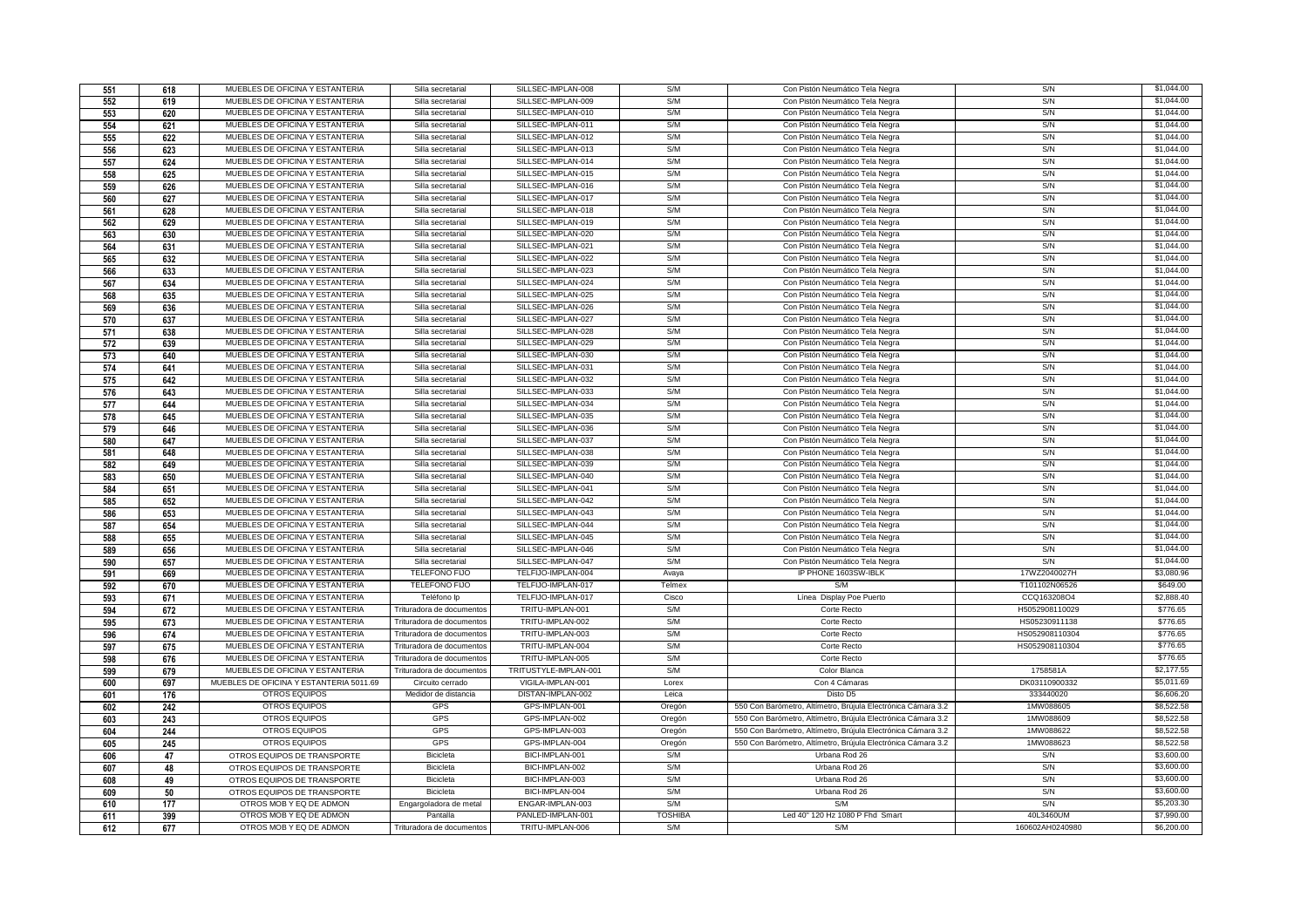| | | | | | | | | |
|---|---|---|---|---|---|---|---|---|
| 551 | 618 | MUEBLES DE OFICINA Y ESTANTERIA | Silla secretarial | SILLSEC-IMPLAN-008 | S/M | Con Pistón Neumático Tela Negra | S/N | $1,044.00 |
| 552 | 619 | MUEBLES DE OFICINA Y ESTANTERIA | Silla secretarial | SILLSEC-IMPLAN-009 | S/M | Con Pistón Neumático Tela Negra | S/N | $1,044.00 |
| 553 | 620 | MUEBLES DE OFICINA Y ESTANTERIA | Silla secretarial | SILLSEC-IMPLAN-010 | S/M | Con Pistón Neumático Tela Negra | S/N | $1,044.00 |
| 554 | 621 | MUEBLES DE OFICINA Y ESTANTERIA | Silla secretarial | SILLSEC-IMPLAN-011 | S/M | Con Pistón Neumático Tela Negra | S/N | $1,044.00 |
| 555 | 622 | MUEBLES DE OFICINA Y ESTANTERIA | Silla secretarial | SILLSEC-IMPLAN-012 | S/M | Con Pistón Neumático Tela Negra | S/N | $1,044.00 |
| 556 | 623 | MUEBLES DE OFICINA Y ESTANTERIA | Silla secretarial | SILLSEC-IMPLAN-013 | S/M | Con Pistón Neumático Tela Negra | S/N | $1,044.00 |
| 557 | 624 | MUEBLES DE OFICINA Y ESTANTERIA | Silla secretarial | SILLSEC-IMPLAN-014 | S/M | Con Pistón Neumático Tela Negra | S/N | $1,044.00 |
| 558 | 625 | MUEBLES DE OFICINA Y ESTANTERIA | Silla secretarial | SILLSEC-IMPLAN-015 | S/M | Con Pistón Neumático Tela Negra | S/N | $1,044.00 |
| 559 | 626 | MUEBLES DE OFICINA Y ESTANTERIA | Silla secretarial | SILLSEC-IMPLAN-016 | S/M | Con Pistón Neumático Tela Negra | S/N | $1,044.00 |
| 560 | 627 | MUEBLES DE OFICINA Y ESTANTERIA | Silla secretarial | SILLSEC-IMPLAN-017 | S/M | Con Pistón Neumático Tela Negra | S/N | $1,044.00 |
| 561 | 628 | MUEBLES DE OFICINA Y ESTANTERIA | Silla secretarial | SILLSEC-IMPLAN-018 | S/M | Con Pistón Neumático Tela Negra | S/N | $1,044.00 |
| 562 | 629 | MUEBLES DE OFICINA Y ESTANTERIA | Silla secretarial | SILLSEC-IMPLAN-019 | S/M | Con Pistón Neumático Tela Negra | S/N | $1,044.00 |
| 563 | 630 | MUEBLES DE OFICINA Y ESTANTERIA | Silla secretarial | SILLSEC-IMPLAN-020 | S/M | Con Pistón Neumático Tela Negra | S/N | $1,044.00 |
| 564 | 631 | MUEBLES DE OFICINA Y ESTANTERIA | Silla secretarial | SILLSEC-IMPLAN-021 | S/M | Con Pistón Neumático Tela Negra | S/N | $1,044.00 |
| 565 | 632 | MUEBLES DE OFICINA Y ESTANTERIA | Silla secretarial | SILLSEC-IMPLAN-022 | S/M | Con Pistón Neumático Tela Negra | S/N | $1,044.00 |
| 566 | 633 | MUEBLES DE OFICINA Y ESTANTERIA | Silla secretarial | SILLSEC-IMPLAN-023 | S/M | Con Pistón Neumático Tela Negra | S/N | $1,044.00 |
| 567 | 634 | MUEBLES DE OFICINA Y ESTANTERIA | Silla secretarial | SILLSEC-IMPLAN-024 | S/M | Con Pistón Neumático Tela Negra | S/N | $1,044.00 |
| 568 | 635 | MUEBLES DE OFICINA Y ESTANTERIA | Silla secretarial | SILLSEC-IMPLAN-025 | S/M | Con Pistón Neumático Tela Negra | S/N | $1,044.00 |
| 569 | 636 | MUEBLES DE OFICINA Y ESTANTERIA | Silla secretarial | SILLSEC-IMPLAN-026 | S/M | Con Pistón Neumático Tela Negra | S/N | $1,044.00 |
| 570 | 637 | MUEBLES DE OFICINA Y ESTANTERIA | Silla secretarial | SILLSEC-IMPLAN-027 | S/M | Con Pistón Neumático Tela Negra | S/N | $1,044.00 |
| 571 | 638 | MUEBLES DE OFICINA Y ESTANTERIA | Silla secretarial | SILLSEC-IMPLAN-028 | S/M | Con Pistón Neumático Tela Negra | S/N | $1,044.00 |
| 572 | 639 | MUEBLES DE OFICINA Y ESTANTERIA | Silla secretarial | SILLSEC-IMPLAN-029 | S/M | Con Pistón Neumático Tela Negra | S/N | $1,044.00 |
| 573 | 640 | MUEBLES DE OFICINA Y ESTANTERIA | Silla secretarial | SILLSEC-IMPLAN-030 | S/M | Con Pistón Neumático Tela Negra | S/N | $1,044.00 |
| 574 | 641 | MUEBLES DE OFICINA Y ESTANTERIA | Silla secretarial | SILLSEC-IMPLAN-031 | S/M | Con Pistón Neumático Tela Negra | S/N | $1,044.00 |
| 575 | 642 | MUEBLES DE OFICINA Y ESTANTERIA | Silla secretarial | SILLSEC-IMPLAN-032 | S/M | Con Pistón Neumático Tela Negra | S/N | $1,044.00 |
| 576 | 643 | MUEBLES DE OFICINA Y ESTANTERIA | Silla secretarial | SILLSEC-IMPLAN-033 | S/M | Con Pistón Neumático Tela Negra | S/N | $1,044.00 |
| 577 | 644 | MUEBLES DE OFICINA Y ESTANTERIA | Silla secretarial | SILLSEC-IMPLAN-034 | S/M | Con Pistón Neumático Tela Negra | S/N | $1,044.00 |
| 578 | 645 | MUEBLES DE OFICINA Y ESTANTERIA | Silla secretarial | SILLSEC-IMPLAN-035 | S/M | Con Pistón Neumático Tela Negra | S/N | $1,044.00 |
| 579 | 646 | MUEBLES DE OFICINA Y ESTANTERIA | Silla secretarial | SILLSEC-IMPLAN-036 | S/M | Con Pistón Neumático Tela Negra | S/N | $1,044.00 |
| 580 | 647 | MUEBLES DE OFICINA Y ESTANTERIA | Silla secretarial | SILLSEC-IMPLAN-037 | S/M | Con Pistón Neumático Tela Negra | S/N | $1,044.00 |
| 581 | 648 | MUEBLES DE OFICINA Y ESTANTERIA | Silla secretarial | SILLSEC-IMPLAN-038 | S/M | Con Pistón Neumático Tela Negra | S/N | $1,044.00 |
| 582 | 649 | MUEBLES DE OFICINA Y ESTANTERIA | Silla secretarial | SILLSEC-IMPLAN-039 | S/M | Con Pistón Neumático Tela Negra | S/N | $1,044.00 |
| 583 | 650 | MUEBLES DE OFICINA Y ESTANTERIA | Silla secretarial | SILLSEC-IMPLAN-040 | S/M | Con Pistón Neumático Tela Negra | S/N | $1,044.00 |
| 584 | 651 | MUEBLES DE OFICINA Y ESTANTERIA | Silla secretarial | SILLSEC-IMPLAN-041 | S/M | Con Pistón Neumático Tela Negra | S/N | $1,044.00 |
| 585 | 652 | MUEBLES DE OFICINA Y ESTANTERIA | Silla secretarial | SILLSEC-IMPLAN-042 | S/M | Con Pistón Neumático Tela Negra | S/N | $1,044.00 |
| 586 | 653 | MUEBLES DE OFICINA Y ESTANTERIA | Silla secretarial | SILLSEC-IMPLAN-043 | S/M | Con Pistón Neumático Tela Negra | S/N | $1,044.00 |
| 587 | 654 | MUEBLES DE OFICINA Y ESTANTERIA | Silla secretarial | SILLSEC-IMPLAN-044 | S/M | Con Pistón Neumático Tela Negra | S/N | $1,044.00 |
| 588 | 655 | MUEBLES DE OFICINA Y ESTANTERIA | Silla secretarial | SILLSEC-IMPLAN-045 | S/M | Con Pistón Neumático Tela Negra | S/N | $1,044.00 |
| 589 | 656 | MUEBLES DE OFICINA Y ESTANTERIA | Silla secretarial | SILLSEC-IMPLAN-046 | S/M | Con Pistón Neumático Tela Negra | S/N | $1,044.00 |
| 590 | 657 | MUEBLES DE OFICINA Y ESTANTERIA | Silla secretarial | SILLSEC-IMPLAN-047 | S/M | Con Pistón Neumático Tela Negra | S/N | $1,044.00 |
| 591 | 669 | MUEBLES DE OFICINA Y ESTANTERIA | TELEFONO FIJO | TELFIJO-IMPLAN-004 | Avaya | IP PHONE 1603SW-IBLK | 17WZ2040027H | $3,080.96 |
| 592 | 670 | MUEBLES DE OFICINA Y ESTANTERIA | TELEFONO FIJO | TELFIJO-IMPLAN-017 | Telmex | S/M | T101102N06526 | $649.00 |
| 593 | 671 | MUEBLES DE OFICINA Y ESTANTERIA | Teléfono Ip | TELFIJO-IMPLAN-017 | Cisco | Línea Display Poe Puerto | CCQ163208O4 | $2,888.40 |
| 594 | 672 | MUEBLES DE OFICINA Y ESTANTERIA | Trituradora de documentos | TRITU-IMPLAN-001 | S/M | Corte Recto | HS052908110029 | $776.65 |
| 595 | 673 | MUEBLES DE OFICINA Y ESTANTERIA | Trituradora de documentos | TRITU-IMPLAN-002 | S/M | Corte Recto | HS05230911138 | $776.65 |
| 596 | 674 | MUEBLES DE OFICINA Y ESTANTERIA | Trituradora de documentos | TRITU-IMPLAN-003 | S/M | Corte Recto | HS052908110304 | $776.65 |
| 597 | 675 | MUEBLES DE OFICINA Y ESTANTERIA | Trituradora de documentos | TRITU-IMPLAN-004 | S/M | Corte Recto | HS052908110304 | $776.65 |
| 598 | 676 | MUEBLES DE OFICINA Y ESTANTERIA | Trituradora de documentos | TRITU-IMPLAN-005 | S/M | Corte Recto | | $776.65 |
| 599 | 679 | MUEBLES DE OFICINA Y ESTANTERIA | Trituradora de documentos | TRITUSTYLE-IMPLAN-001 | S/M | Color Blanca | 1758581A | $2,177.55 |
| 600 | 697 | MUEBLES DE OFICINA Y ESTANTERIA 5011.69 | Circuito cerrado | VIGILA-IMPLAN-001 | Lorex | Con 4 Cámaras | DK03110900332 | $5,011.69 |
| 601 | 176 | OTROS EQUIPOS | Medidor de distancia | DISTAN-IMPLAN-002 | Leica | Disto D5 | 333440020 | $6,606.20 |
| 602 | 242 | OTROS EQUIPOS | GPS | GPS-IMPLAN-001 | Oregón | 550 Con Barómetro, Altímetro, Brújula Electrónica Cámara 3.2 | 1MW088605 | $8,522.58 |
| 603 | 243 | OTROS EQUIPOS | GPS | GPS-IMPLAN-002 | Oregón | 550 Con Barómetro, Altímetro, Brújula Electrónica Cámara 3.2 | 1MW088609 | $8,522.58 |
| 604 | 244 | OTROS EQUIPOS | GPS | GPS-IMPLAN-003 | Oregón | 550 Con Barómetro, Altímetro, Brújula Electrónica Cámara 3.2 | 1MW088622 | $8,522.58 |
| 605 | 245 | OTROS EQUIPOS | GPS | GPS-IMPLAN-004 | Oregón | 550 Con Barómetro, Altímetro, Brújula Electrónica Cámara 3.2 | 1MW088623 | $8,522.58 |
| 606 | 47 | OTROS EQUIPOS DE TRANSPORTE | Bicicleta | BICI-IMPLAN-001 | S/M | Urbana Rod 26 | S/N | $3,600.00 |
| 607 | 48 | OTROS EQUIPOS DE TRANSPORTE | Bicicleta | BICI-IMPLAN-002 | S/M | Urbana Rod 26 | S/N | $3,600.00 |
| 608 | 49 | OTROS EQUIPOS DE TRANSPORTE | Bicicleta | BICI-IMPLAN-003 | S/M | Urbana Rod 26 | S/N | $3,600.00 |
| 609 | 50 | OTROS EQUIPOS DE TRANSPORTE | Bicicleta | BICI-IMPLAN-004 | S/M | Urbana Rod 26 | S/N | $3,600.00 |
| 610 | 177 | OTROS MOB Y EQ DE ADMON | Engargoladora de metal | ENGAR-IMPLAN-003 | S/M | S/M | S/N | $5,203.30 |
| 611 | 399 | OTROS MOB Y EQ DE ADMON | Pantalla | PANLED-IMPLAN-001 | TOSHIBA | Led 40" 120 Hz 1080 P Fhd Smart | 40L3460UM | $7,990.00 |
| 612 | 677 | OTROS MOB Y EQ DE ADMON | Trituradora de documentos | TRITU-IMPLAN-006 | S/M | S/M | 160602AH0240980 | $6,200.00 |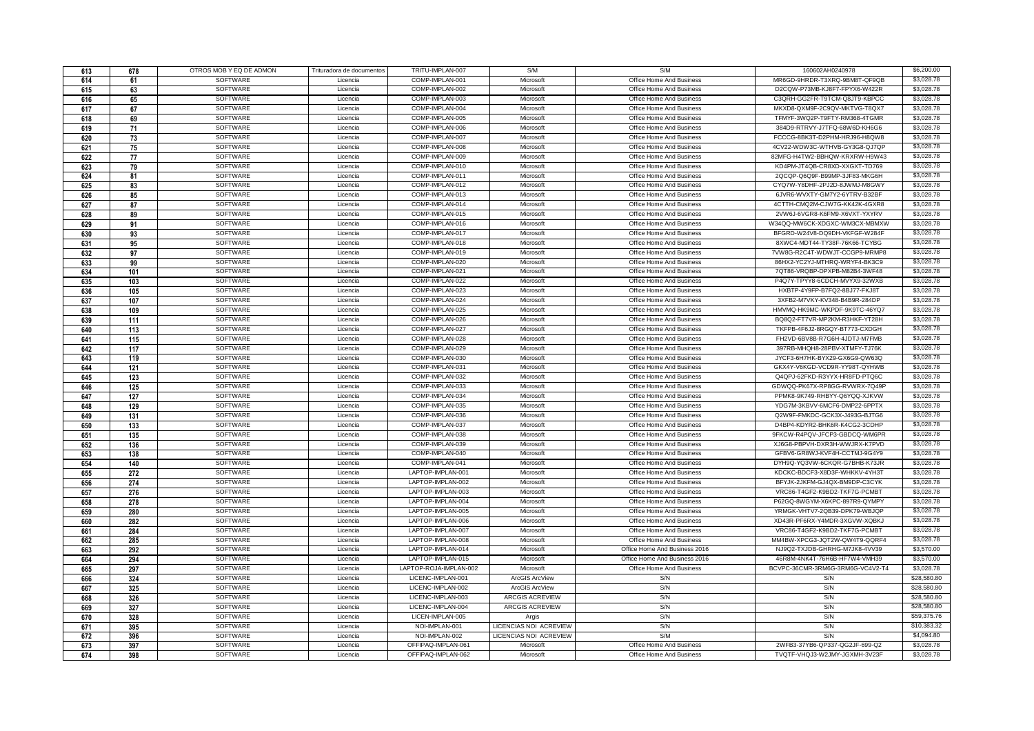| 613 | 678 | OTROS MOB Y EQ DE ADMON | Trituradora de documentos | TRITU-IMPLAN-007 | S/M | S/M | 160602AH0240978 | $6,200.00 |
|---|---|---|---|---|---|---|---|---|
| 614 | 61 | SOFTWARE | Licencia | COMP-IMPLAN-001 | Microsoft | Office Home And Business | MR6GD-9HRDR-T3XRQ-9BM8T-QF9QB | $3,028.78 |
| 615 | 63 | SOFTWARE | Licencia | COMP-IMPLAN-002 | Microsoft | Office Home And Business | D2CQW-P73MB-KJ8F7-FPYX6-W422R | $3,028.78 |
| 616 | 65 | SOFTWARE | Licencia | COMP-IMPLAN-003 | Microsoft | Office Home And Business | C3QRH-GG2FR-T9TCM-Q8JT9-KBPCC | $3,028.78 |
| 617 | 67 | SOFTWARE | Licencia | COMP-IMPLAN-004 | Microsoft | Office Home And Business | MKXD8-QXM9F-2C9QV-MKTVG-T8QX7 | $3,028.78 |
| 618 | 69 | SOFTWARE | Licencia | COMP-IMPLAN-005 | Microsoft | Office Home And Business | TFMYF-3WQ2P-T9FTY-RM368-4TGMR | $3,028.78 |
| 619 | 71 | SOFTWARE | Licencia | COMP-IMPLAN-006 | Microsoft | Office Home And Business | 384D9-RTRVY-J7TFQ-68W6D-KH6G6 | $3,028.78 |
| 620 | 73 | SOFTWARE | Licencia | COMP-IMPLAN-007 | Microsoft | Office Home And Business | FCCCG-8BK3T-D2PHM-HRJ96-H8QW8 | $3,028.78 |
| 621 | 75 | SOFTWARE | Licencia | COMP-IMPLAN-008 | Microsoft | Office Home And Business | 4CV22-WDW3C-WTHVB-GY3G8-QJ7QP | $3,028.78 |
| 622 | 77 | SOFTWARE | Licencia | COMP-IMPLAN-009 | Microsoft | Office Home And Business | 82MFG-H4TW2-BBHQW-KRXRW-H9W43 | $3,028.78 |
| 623 | 79 | SOFTWARE | Licencia | COMP-IMPLAN-010 | Microsoft | Office Home And Business | KD4PM-JT4QB-CR8XD-XXGXT-TD769 | $3,028.78 |
| 624 | 81 | SOFTWARE | Licencia | COMP-IMPLAN-011 | Microsoft | Office Home And Business | 2QCQP-Q6Q9F-B99MP-3JF83-MKG6H | $3,028.78 |
| 625 | 83 | SOFTWARE | Licencia | COMP-IMPLAN-012 | Microsoft | Office Home And Business | CYQ7W-Y8DHF-2PJ2D-8JWMJ-M8GWY | $3,028.78 |
| 626 | 85 | SOFTWARE | Licencia | COMP-IMPLAN-013 | Microsoft | Office Home And Business | 6JVR6-WVXTY-GM7Y2-6YTRV-B32BF | $3,028.78 |
| 627 | 87 | SOFTWARE | Licencia | COMP-IMPLAN-014 | Microsoft | Office Home And Business | 4CTTH-CMQ2M-CJW7G-KK42K-4GXR8 | $3,028.78 |
| 628 | 89 | SOFTWARE | Licencia | COMP-IMPLAN-015 | Microsoft | Office Home And Business | 2VW6J-6VGR8-K6FM9-X6VXT-YXYRV | $3,028.78 |
| 629 | 91 | SOFTWARE | Licencia | COMP-IMPLAN-016 | Microsoft | Office Home And Business | W34QQ-MW6CK-XDGXC-WM3CX-MBMXW | $3,028.78 |
| 630 | 93 | SOFTWARE | Licencia | COMP-IMPLAN-017 | Microsoft | Office Home And Business | BFGRD-W24V8-DQ9DH-VKFGF-W284F | $3,028.78 |
| 631 | 95 | SOFTWARE | Licencia | COMP-IMPLAN-018 | Microsoft | Office Home And Business | 8XWC4-MDT44-TY38F-76K66-TCYBG | $3,028.78 |
| 632 | 97 | SOFTWARE | Licencia | COMP-IMPLAN-019 | Microsoft | Office Home And Business | 7VW8G-R2C4T-WDWJT-CCGP9-MRMP8 | $3,028.78 |
| 633 | 99 | SOFTWARE | Licencia | COMP-IMPLAN-020 | Microsoft | Office Home And Business | 86HX2-YC2YJ-MTHRQ-WRYF4-BK3C9 | $3,028.78 |
| 634 | 101 | SOFTWARE | Licencia | COMP-IMPLAN-021 | Microsoft | Office Home And Business | 7QT86-VRQBP-DPXPB-M82B4-3WF48 | $3,028.78 |
| 635 | 103 | SOFTWARE | Licencia | COMP-IMPLAN-022 | Microsoft | Office Home And Business | P4Q7Y-TPYY8-6CDCH-MVYX9-32WXB | $3,028.78 |
| 636 | 105 | SOFTWARE | Licencia | COMP-IMPLAN-023 | Microsoft | Office Home And Business | HXBTP-4Y9FP-B7FQ2-8BJ77-FKJ8T | $3,028.78 |
| 637 | 107 | SOFTWARE | Licencia | COMP-IMPLAN-024 | Microsoft | Office Home And Business | 3XFB2-M7VKY-KV348-B4B9R-284DP | $3,028.78 |
| 638 | 109 | SOFTWARE | Licencia | COMP-IMPLAN-025 | Microsoft | Office Home And Business | HMVMQ-HK9MC-WKPDF-9K9TC-46YQ7 | $3,028.78 |
| 639 | 111 | SOFTWARE | Licencia | COMP-IMPLAN-026 | Microsoft | Office Home And Business | BQ8Q2-FT7VR-MP2KM-R3HKF-YT28H | $3,028.78 |
| 640 | 113 | SOFTWARE | Licencia | COMP-IMPLAN-027 | Microsoft | Office Home And Business | TKFPB-4F6J2-8RGQY-BT773-CXDGH | $3,028.78 |
| 641 | 115 | SOFTWARE | Licencia | COMP-IMPLAN-028 | Microsoft | Office Home And Business | FH2VD-6BV8B-R7G6H-4JDTJ-M7FMB | $3,028.78 |
| 642 | 117 | SOFTWARE | Licencia | COMP-IMPLAN-029 | Microsoft | Office Home And Business | 397RB-MHQH8-28PBV-XTMFY-TJ76K | $3,028.78 |
| 643 | 119 | SOFTWARE | Licencia | COMP-IMPLAN-030 | Microsoft | Office Home And Business | JYCF3-6H7HK-BYX29-GX6G9-QW63Q | $3,028.78 |
| 644 | 121 | SOFTWARE | Licencia | COMP-IMPLAN-031 | Microsoft | Office Home And Business | GKX4Y-V6KGD-VCD9R-YY98T-QYHWB | $3,028.78 |
| 645 | 123 | SOFTWARE | Licencia | COMP-IMPLAN-032 | Microsoft | Office Home And Business | Q4QPJ-62FKD-R3YYX-HR8FD-PTQ6C | $3,028.78 |
| 646 | 125 | SOFTWARE | Licencia | COMP-IMPLAN-033 | Microsoft | Office Home And Business | GDWQQ-PK67X-RP8GG-RVWRX-7Q49P | $3,028.78 |
| 647 | 127 | SOFTWARE | Licencia | COMP-IMPLAN-034 | Microsoft | Office Home And Business | PPMK8-9K749-RHBYY-Q6YQQ-XJKVW | $3,028.78 |
| 648 | 129 | SOFTWARE | Licencia | COMP-IMPLAN-035 | Microsoft | Office Home And Business | YDG7M-3KBVV-6MCF6-DMP22-6PPTX | $3,028.78 |
| 649 | 131 | SOFTWARE | Licencia | COMP-IMPLAN-036 | Microsoft | Office Home And Business | Q2W9F-FMKDC-GCK3X-J493G-BJTG6 | $3,028.78 |
| 650 | 133 | SOFTWARE | Licencia | COMP-IMPLAN-037 | Microsoft | Office Home And Business | D4BP4-KDYR2-BHK6R-K4CG2-3CDHP | $3,028.78 |
| 651 | 135 | SOFTWARE | Licencia | COMP-IMPLAN-038 | Microsoft | Office Home And Business | 9FKCW-R4PQV-JFCP3-GBDCQ-WM6PR | $3,028.78 |
| 652 | 136 | SOFTWARE | Licencia | COMP-IMPLAN-039 | Microsoft | Office Home And Business | XJ6G8-PBPVH-DXR3H-WWJRX-K7PVD | $3,028.78 |
| 653 | 138 | SOFTWARE | Licencia | COMP-IMPLAN-040 | Microsoft | Office Home And Business | GFBV6-GR8WJ-KVF4H-CCTMJ-9G4Y9 | $3,028.78 |
| 654 | 140 | SOFTWARE | Licencia | COMP-IMPLAN-041 | Microsoft | Office Home And Business | DYH9Q-YQ3VW-6CKQR-G7BHB-K73JR | $3,028.78 |
| 655 | 272 | SOFTWARE | Licencia | LAPTOP-IMPLAN-001 | Microsoft | Office Home And Business | KDCKC-BDCF3-X8D3F-WHKKV-4YH3T | $3,028.78 |
| 656 | 274 | SOFTWARE | Licencia | LAPTOP-IMPLAN-002 | Microsoft | Office Home And Business | BFYJK-2JKFM-GJ4QX-BM9DP-C3CYK | $3,028.78 |
| 657 | 276 | SOFTWARE | Licencia | LAPTOP-IMPLAN-003 | Microsoft | Office Home And Business | VRC86-T4GF2-K9BD2-TKF7G-PCMBT | $3,028.78 |
| 658 | 278 | SOFTWARE | Licencia | LAPTOP-IMPLAN-004 | Microsoft | Office Home And Business | P62GQ-8WGYM-X6KPC-897R9-QYMPY | $3,028.78 |
| 659 | 280 | SOFTWARE | Licencia | LAPTOP-IMPLAN-005 | Microsoft | Office Home And Business | YRMGK-VHTV7-2QB39-DPK79-WBJQP | $3,028.78 |
| 660 | 282 | SOFTWARE | Licencia | LAPTOP-IMPLAN-006 | Microsoft | Office Home And Business | XD43R-PF6RX-Y4MDR-3XGVW-XQBKJ | $3,028.78 |
| 661 | 284 | SOFTWARE | Licencia | LAPTOP-IMPLAN-007 | Microsoft | Office Home And Business | VRC86-T4GF2-K9BD2-TKF7G-PCMBT | $3,028.78 |
| 662 | 285 | SOFTWARE | Licencia | LAPTOP-IMPLAN-008 | Microsoft | Office Home And Business | MM4BW-XPCG3-JQT2W-QW4T9-QQRF4 | $3,028.78 |
| 663 | 292 | SOFTWARE | Licencia | LAPTOP-IMPLAN-014 | Microsoft | Office Home And Business 2016 | NJ9Q2-TXJDB-GHRHG-M7JK8-4VV39 | $3,570.00 |
| 664 | 294 | SOFTWARE | Licencia | LAPTOP-IMPLAN-015 | Microsoft | Office Home And Business 2016 | 46R8M-4NK4T-76H6B-HF7W4-VMH39 | $3,570.00 |
| 665 | 297 | SOFTWARE | Licencia | LAPTOP-ROJA-IMPLAN-002 | Microsoft | Office Home And Business | BCVPC-36CMR-3RM6G-3RM6G-VC4V2-T4 | $3,028.78 |
| 666 | 324 | SOFTWARE | Licencia | LICENC-IMPLAN-001 | ArcGIS ArcView | S/N | S/N | $28,580.80 |
| 667 | 325 | SOFTWARE | Licencia | LICENC-IMPLAN-002 | ArcGIS ArcView | S/N | S/N | $28,580.80 |
| 668 | 326 | SOFTWARE | Licencia | LICENC-IMPLAN-003 | ARCGIS ACREVIEW | S/N | S/N | $28,580.80 |
| 669 | 327 | SOFTWARE | Licencia | LICENC-IMPLAN-004 | ARCGIS ACREVIEW | S/N | S/N | $28,580.80 |
| 670 | 328 | SOFTWARE | Licencia | LICEN-IMPLAN-005 | Argis | S/N | S/N | $59,375.76 |
| 671 | 395 | SOFTWARE | Licencia | NOI-IMPLAN-001 | LICENCIAS NOI ACREVIEW | S/N | S/N | $10,383.32 |
| 672 | 396 | SOFTWARE | Licencia | NOI-IMPLAN-002 | LICENCIAS NOI ACREVIEW | S/M | S/N | $4,094.80 |
| 673 | 397 | SOFTWARE | Licencia | OFFIPAQ-IMPLAN-061 | Microsoft | Office Home And Business | 2WFB3-37YB6-QP337-QG2JF-699-Q2 | $3,028.78 |
| 674 | 398 | SOFTWARE | Licencia | OFFIPAQ-IMPLAN-062 | Microsoft | Office Home And Business | TVQTF-VHQJ3-W2JMY-JGXMH-3V23F | $3,028.78 |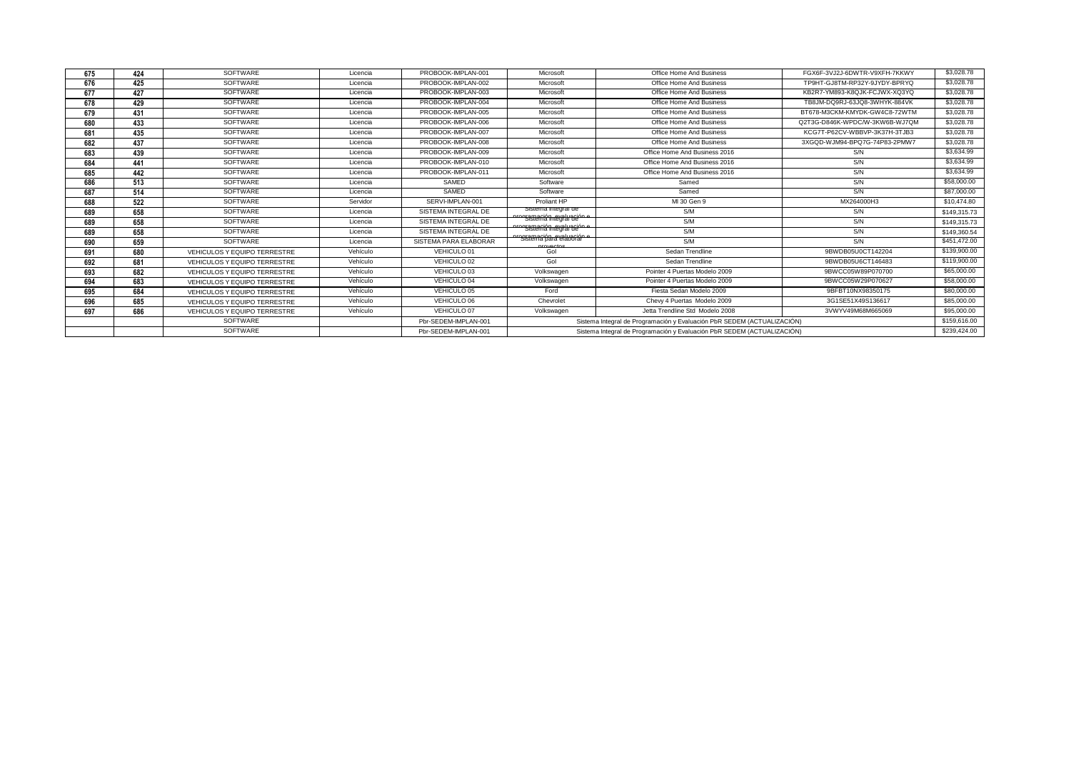| | | | | | | | | |
|---|---|---|---|---|---|---|---|---|
| 675 | 424 | SOFTWARE | Licencia | PROBOOK-IMPLAN-001 | Microsoft | Office Home And Business | FGX6F-3VJ2J-6DWTR-V9XFH-7KKWY | $3,028.78 |
| 676 | 425 | SOFTWARE | Licencia | PROBOOK-IMPLAN-002 | Microsoft | Office Home And Business | TP9HT-GJ8TM-RP32Y-9JYDY-BPRYQ | $3,028.78 |
| 677 | 427 | SOFTWARE | Licencia | PROBOOK-IMPLAN-003 | Microsoft | Office Home And Business | KB2R7-YM893-K8QJK-FCJWX-XQ3YQ | $3,028.78 |
| 678 | 429 | SOFTWARE | Licencia | PROBOOK-IMPLAN-004 | Microsoft | Office Home And Business | TB8JM-DQ9RJ-63JQ8-3WHYK-884VK | $3,028.78 |
| 679 | 431 | SOFTWARE | Licencia | PROBOOK-IMPLAN-005 | Microsoft | Office Home And Business | BT678-M3CKM-KMYDK-GW4C8-72WTM | $3,028.78 |
| 680 | 433 | SOFTWARE | Licencia | PROBOOK-IMPLAN-006 | Microsoft | Office Home And Business | Q2T3G-D846K-WPDCW-3KW6B-WJ7QM | $3,028.78 |
| 681 | 435 | SOFTWARE | Licencia | PROBOOK-IMPLAN-007 | Microsoft | Office Home And Business | KCG7T-P62CV-WBBVP-3K37H-3TJB3 | $3,028.78 |
| 682 | 437 | SOFTWARE | Licencia | PROBOOK-IMPLAN-008 | Microsoft | Office Home And Business | 3XGQD-WJM94-BPQ7G-74P83-2PMW7 | $3,028.78 |
| 683 | 439 | SOFTWARE | Licencia | PROBOOK-IMPLAN-009 | Microsoft | Office Home And Business 2016 | S/N | $3,634.99 |
| 684 | 441 | SOFTWARE | Licencia | PROBOOK-IMPLAN-010 | Microsoft | Office Home And Business 2016 | S/N | $3,634.99 |
| 685 | 442 | SOFTWARE | Licencia | PROBOOK-IMPLAN-011 | Microsoft | Office Home And Business 2016 | S/N | $3,634.99 |
| 686 | 513 | SOFTWARE | Licencia | SAMED | Software | Samed | S/N | $58,000.00 |
| 687 | 514 | SOFTWARE | Licencia | SAMED | Software | Samed | S/N | $87,000.00 |
| 688 | 522 | SOFTWARE | Servidor | SERVI-IMPLAN-001 | Proliant HP | Ml 30 Gen 9 | MX264000H3 | $10,474.80 |
| 689 | 658 | SOFTWARE | Licencia | SISTEMA INTEGRAL DE | Sistema integral de programación, evaluación e | S/M | S/N | $149,315.73 |
| 689 | 658 | SOFTWARE | Licencia | SISTEMA INTEGRAL DE | Sistema integral de programación, evaluación e | S/M | S/N | $149,315.73 |
| 689 | 658 | SOFTWARE | Licencia | SISTEMA INTEGRAL DE | Sistema integral de programación, evaluación e | S/M | S/N | $149,360.54 |
| 690 | 659 | SOFTWARE | Licencia | SISTEMA PARA ELABORAR | Sistema para elaborar proyectos | S/M | S/N | $451,472.00 |
| 691 | 680 | VEHICULOS Y EQUIPO TERRESTRE | Vehículo | VEHICULO 01 | Gol | Sedan Trendline | 9BWDB05U0CT142204 | $139,900.00 |
| 692 | 681 | VEHICULOS Y EQUIPO TERRESTRE | Vehículo | VEHICULO 02 | Gol | Sedan Trendline | 9BWDB05U6CT146483 | $119,900.00 |
| 693 | 682 | VEHICULOS Y EQUIPO TERRESTRE | Vehículo | VEHICULO 03 | Volkswagen | Pointer 4 Puertas Modelo 2009 | 9BWCC05W89P070700 | $65,000.00 |
| 694 | 683 | VEHICULOS Y EQUIPO TERRESTRE | Vehículo | VEHICULO 04 | Volkswagen | Pointer 4 Puertas Modelo 2009 | 9BWCC05W29P070627 | $58,000.00 |
| 695 | 684 | VEHICULOS Y EQUIPO TERRESTRE | Vehículo | VEHICULO 05 | Ford | Fiesta Sedan Modelo 2009 | 9BFBT10NX98350175 | $80,000.00 |
| 696 | 685 | VEHICULOS Y EQUIPO TERRESTRE | Vehículo | VEHICULO 06 | Chevrolet | Chevy 4 Puertas Modelo 2009 | 3G1SE51X49S136617 | $85,000.00 |
| 697 | 686 | VEHICULOS Y EQUIPO TERRESTRE | Vehículo | VEHICULO 07 | Volkswagen | Jetta Trendline Std Modelo 2008 | 3VWYV49M68M665069 | $95,000.00 |
| | | SOFTWARE | | Pbr-SEDEM-IMPLAN-001 | Sistema Integral de Programación y Evaluación PbR SEDEM (ACTUALIZACIÓN) | | | $159,616.00 |
| | | SOFTWARE | | Pbr-SEDEM-IMPLAN-001 | Sistema Integral de Programación y Evaluación PbR SEDEM (ACTUALIZACIÓN) | | | $239,424.00 |